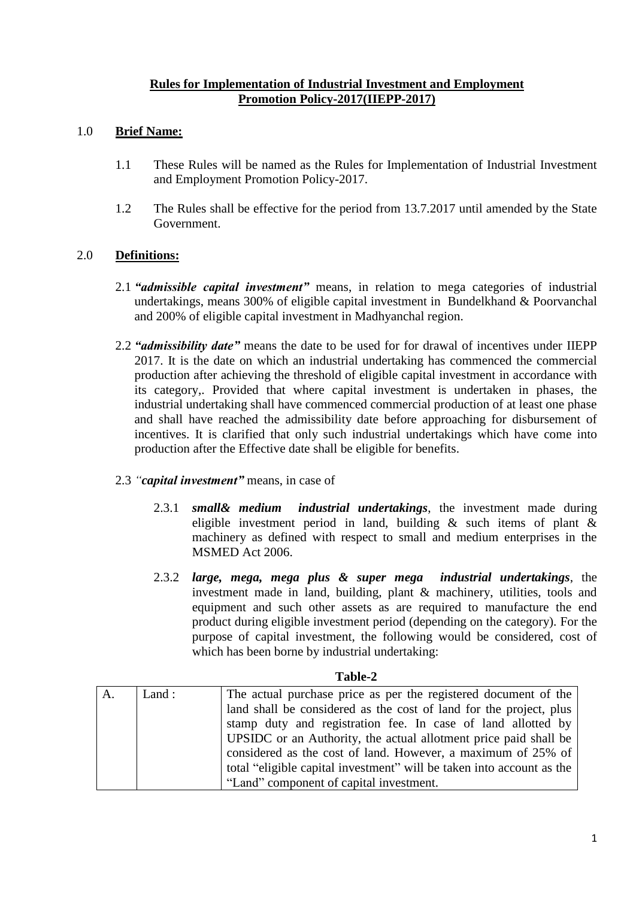**Rules for Implementation of Industrial Investment and Employment Promotion Policy-2017(IIEPP-2017)**

1.0 **Brief Name:**

1.1 These Rules will be named as the Rules for Implementation of Industrial Investment and Employment Promotion Policy-2017.

1.2 The Rules shall be effective for the period from 13.7.2017 until amended by the State Government.

2.0 **Definitions:**

2.1 ***"admissible capital investment"*** means, in relation to mega categories of industrial undertakings, means 300% of eligible capital investment in Bundelkhand & Poorvanchal and 200% of eligible capital investment in Madhyanchal region.

2.2 ***"admissibility date"*** means the date to be used for for drawal of incentives under IIEPP 2017. It is the date on which an industrial undertaking has commenced the commercial production after achieving the threshold of eligible capital investment in accordance with its category,. Provided that where capital investment is undertaken in phases, the industrial undertaking shall have commenced commercial production of at least one phase and shall have reached the admissibility date before approaching for disbursement of incentives. It is clarified that only such industrial undertakings which have come into production after the Effective date shall be eligible for benefits.

2.3 *"**capital investment"*** means, in case of

2.3.1 ***small& medium industrial undertakings***, the investment made during eligible investment period in land, building & such items of plant & machinery as defined with respect to small and medium enterprises in the MSMED Act 2006.

2.3.2 ***large, mega, mega plus & super mega industrial undertakings***, the investment made in land, building, plant & machinery, utilities, tools and equipment and such other assets as are required to manufacture the end product during eligible investment period (depending on the category). For the purpose of capital investment, the following would be considered, cost of which has been borne by industrial undertaking:

**Table-2**

| | | |
|---|---|---|
| A. | Land : | The actual purchase price as per the registered document of the land shall be considered as the cost of land for the project, plus stamp duty and registration fee. In case of land allotted by UPSIDC or an Authority, the actual allotment price paid shall be considered as the cost of land. However, a maximum of 25% of total "eligible capital investment" will be taken into account as the "Land" component of capital investment. |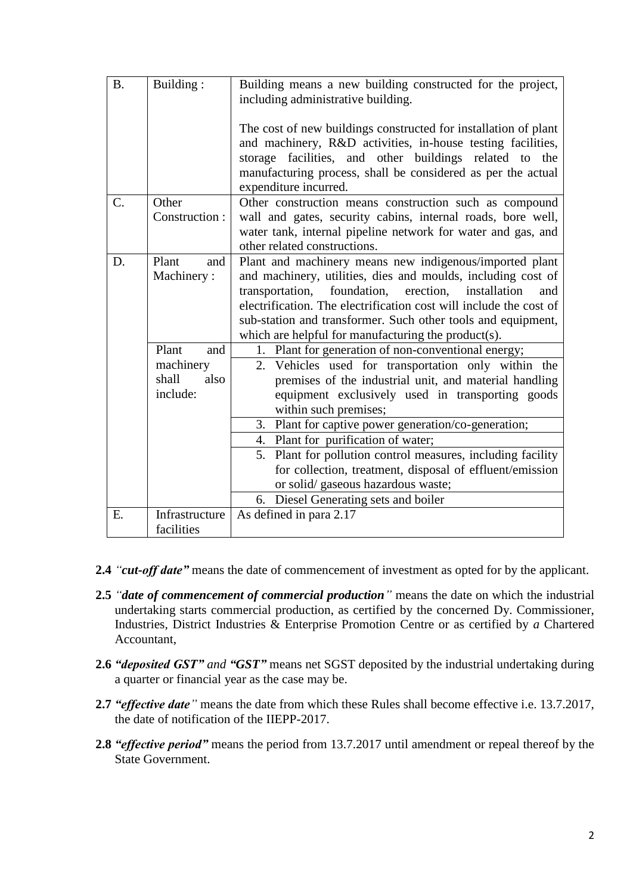| | | |
|---|---|---|
| B. | Building : | Building means a new building constructed for the project, including administrative building.<br><br>The cost of new buildings constructed for installation of plant and machinery, R&D activities, in-house testing facilities, storage facilities, and other buildings related to the manufacturing process, shall be considered as per the actual expenditure incurred. |
| C. | Other Construction : | Other construction means construction such as compound wall and gates, security cabins, internal roads, bore well, water tank, internal pipeline network for water and gas, and other related constructions. |
| D. | Plant and Machinery : | Plant and machinery means new indigenous/imported plant and machinery, utilities, dies and moulds, including cost of transportation, foundation, erection, installation and electrification. The electrification cost will include the cost of sub-station and transformer. Such other tools and equipment, which are helpful for manufacturing the product(s). |
| | Plant and machinery shall also include: | 1. Plant for generation of non-conventional energy; |
| | | 2. Vehicles used for transportation only within the premises of the industrial unit, and material handling equipment exclusively used in transporting goods within such premises; |
| | | 3. Plant for captive power generation/co-generation; |
| | | 4. Plant for purification of water; |
| | | 5. Plant for pollution control measures, including facility for collection, treatment, disposal of effluent/emission or solid/ gaseous hazardous waste; |
| | | 6. Diesel Generating sets and boiler |
| E. | Infrastructure facilities | As defined in para 2.17 |

**2.4** *"cut-off date"* means the date of commencement of investment as opted for by the applicant.

**2.5** *"date of commencement of commercial production"* means the date on which the industrial undertaking starts commercial production, as certified by the concerned Dy. Commissioner, Industries, District Industries & Enterprise Promotion Centre or as certified by *a* Chartered Accountant,

**2.6** ***"deposited GST"*** *and* ***"GST"*** means net SGST deposited by the industrial undertaking during a quarter or financial year as the case may be.

**2.7** ***"effective date"*** means the date from which these Rules shall become effective i.e. 13.7.2017, the date of notification of the IIEPP-2017.

**2.8** ***"effective period"*** means the period from 13.7.2017 until amendment or repeal thereof by the State Government.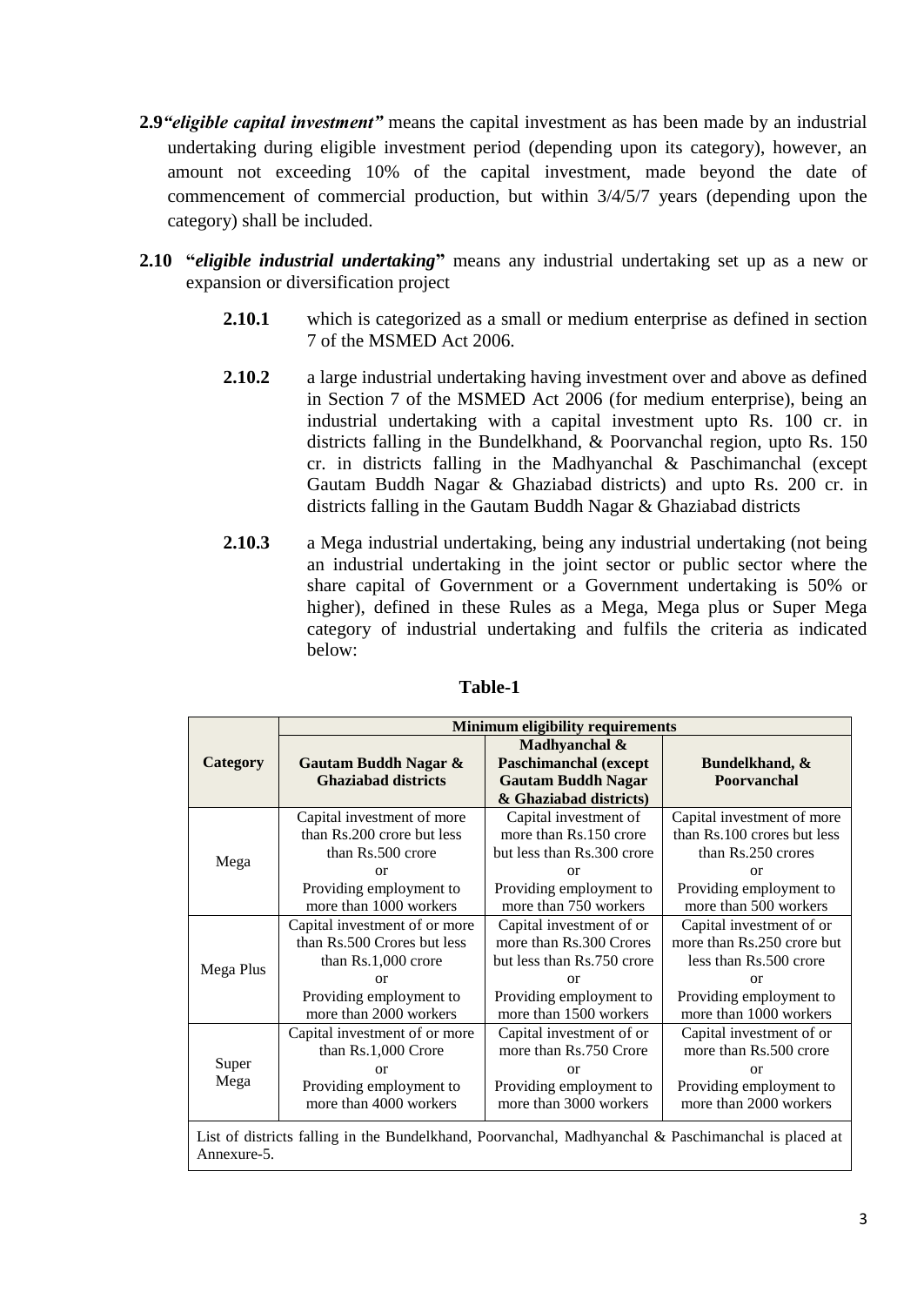**2.9** ***"eligible capital investment"*** means the capital investment as has been made by an industrial undertaking during eligible investment period (depending upon its category), however, an amount not exceeding 10% of the capital investment, made beyond the date of commencement of commercial production, but within 3/4/5/7 years (depending upon the category) shall be included.

**2.10** **"*eligible industrial undertaking*"** means any industrial undertaking set up as a new or expansion or diversification project

**2.10.1** which is categorized as a small or medium enterprise as defined in section 7 of the MSMED Act 2006.

**2.10.2** a large industrial undertaking having investment over and above as defined in Section 7 of the MSMED Act 2006 (for medium enterprise), being an industrial undertaking with a capital investment upto Rs. 100 cr. in districts falling in the Bundelkhand, & Poorvanchal region, upto Rs. 150 cr. in districts falling in the Madhyanchal & Paschimanchal (except Gautam Buddh Nagar & Ghaziabad districts) and upto Rs. 200 cr. in districts falling in the Gautam Buddh Nagar & Ghaziabad districts

**2.10.3** a Mega industrial undertaking, being any industrial undertaking (not being an industrial undertaking in the joint sector or public sector where the share capital of Government or a Government undertaking is 50% or higher), defined in these Rules as a Mega, Mega plus or Super Mega category of industrial undertaking and fulfils the criteria as indicated below:

**Table-1**

| Category | Minimum eligibility requirements | | |
|---|---|---|---|
| | **Gautam Buddh Nagar & Ghaziabad districts** | **Madhyanchal & Paschimanchal (except Gautam Buddh Nagar & Ghaziabad districts)** | **Bundelkhand, & Poorvanchal** |
| Mega | Capital investment of more than Rs.200 crore but less than Rs.500 crore or Providing employment to more than 1000 workers | Capital investment of more than Rs.150 crore but less than Rs.300 crore or Providing employment to more than 750 workers | Capital investment of more than Rs.100 crores but less than Rs.250 crores or Providing employment to more than 500 workers |
| Mega Plus | Capital investment of or more than Rs.500 Crores but less than Rs.1,000 crore or Providing employment to more than 2000 workers | Capital investment of or more than Rs.300 Crores but less than Rs.750 crore or Providing employment to more than 1500 workers | Capital investment of or more than Rs.250 crore but less than Rs.500 crore or Providing employment to more than 1000 workers |
| Super Mega | Capital investment of or more than Rs.1,000 Crore or Providing employment to more than 4000 workers | Capital investment of or more than Rs.750 Crore or Providing employment to more than 3000 workers | Capital investment of or more than Rs.500 crore or Providing employment to more than 2000 workers |
| List of districts falling in the Bundelkhand, Poorvanchal, Madhyanchal & Paschimanchal is placed at Annexure-5. | | | |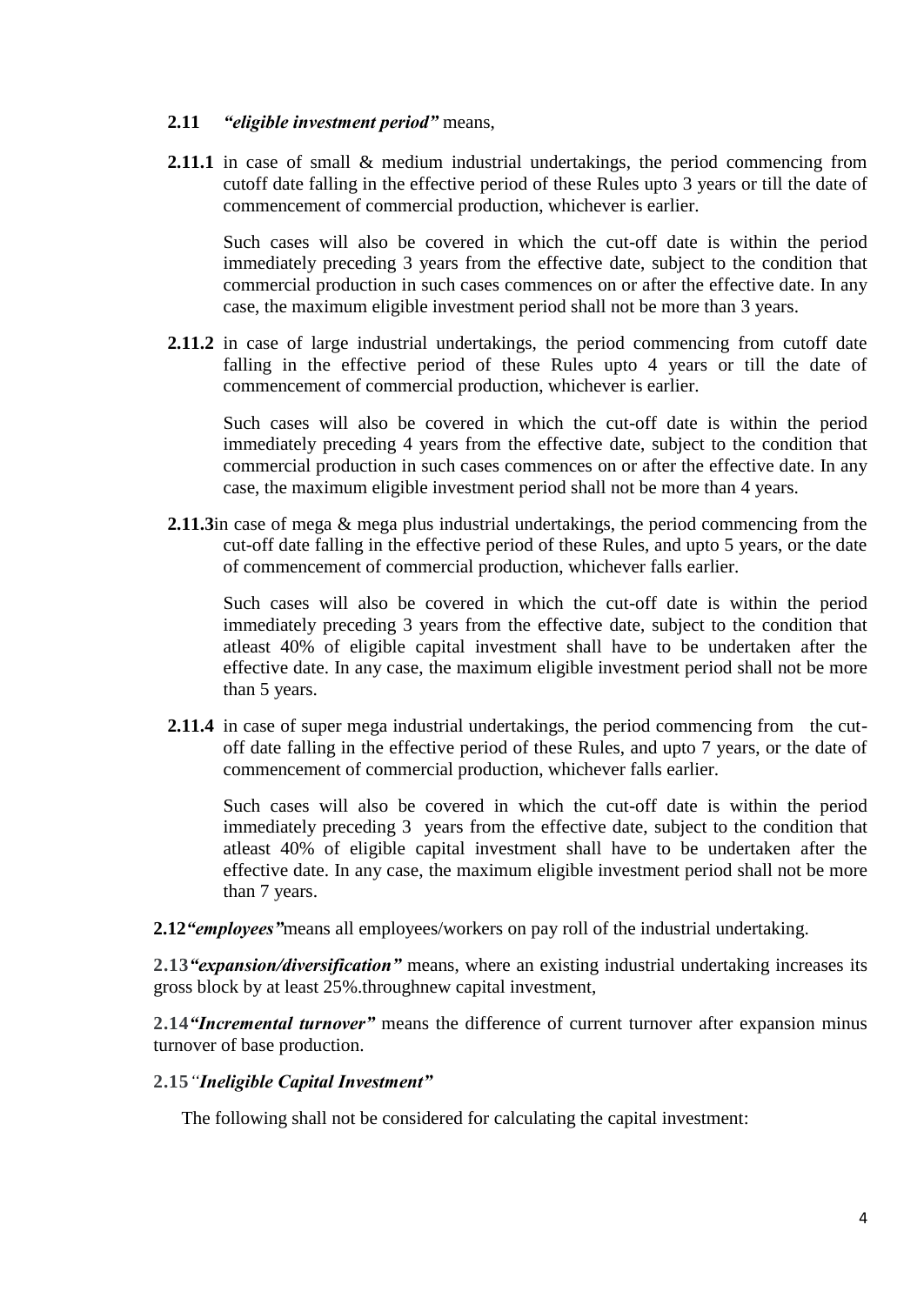**2.11** ***"eligible investment period"*** means,

**2.11.1** in case of small & medium industrial undertakings, the period commencing from cutoff date falling in the effective period of these Rules upto 3 years or till the date of commencement of commercial production, whichever is earlier.

Such cases will also be covered in which the cut-off date is within the period immediately preceding 3 years from the effective date, subject to the condition that commercial production in such cases commences on or after the effective date. In any case, the maximum eligible investment period shall not be more than 3 years.

**2.11.2** in case of large industrial undertakings, the period commencing from cutoff date falling in the effective period of these Rules upto 4 years or till the date of commencement of commercial production, whichever is earlier.

Such cases will also be covered in which the cut-off date is within the period immediately preceding 4 years from the effective date, subject to the condition that commercial production in such cases commences on or after the effective date. In any case, the maximum eligible investment period shall not be more than 4 years.

**2.11.3**in case of mega & mega plus industrial undertakings, the period commencing from the cut-off date falling in the effective period of these Rules, and upto 5 years, or the date of commencement of commercial production, whichever falls earlier.

Such cases will also be covered in which the cut-off date is within the period immediately preceding 3 years from the effective date, subject to the condition that atleast 40% of eligible capital investment shall have to be undertaken after the effective date. In any case, the maximum eligible investment period shall not be more than 5 years.

**2.11.4** in case of super mega industrial undertakings, the period commencing from the cut-off date falling in the effective period of these Rules, and upto 7 years, or the date of commencement of commercial production, whichever falls earlier.

Such cases will also be covered in which the cut-off date is within the period immediately preceding 3 years from the effective date, subject to the condition that atleast 40% of eligible capital investment shall have to be undertaken after the effective date. In any case, the maximum eligible investment period shall not be more than 7 years.

**2.12*"employees"***means all employees/workers on pay roll of the industrial undertaking.

**2.13*"expansion/diversification"*** means, where an existing industrial undertaking increases its gross block by at least 25%.throughnew capital investment,

**2.14*"Incremental turnover"*** means the difference of current turnover after expansion minus turnover of base production.

**2.15*"Ineligible Capital Investment"***

The following shall not be considered for calculating the capital investment: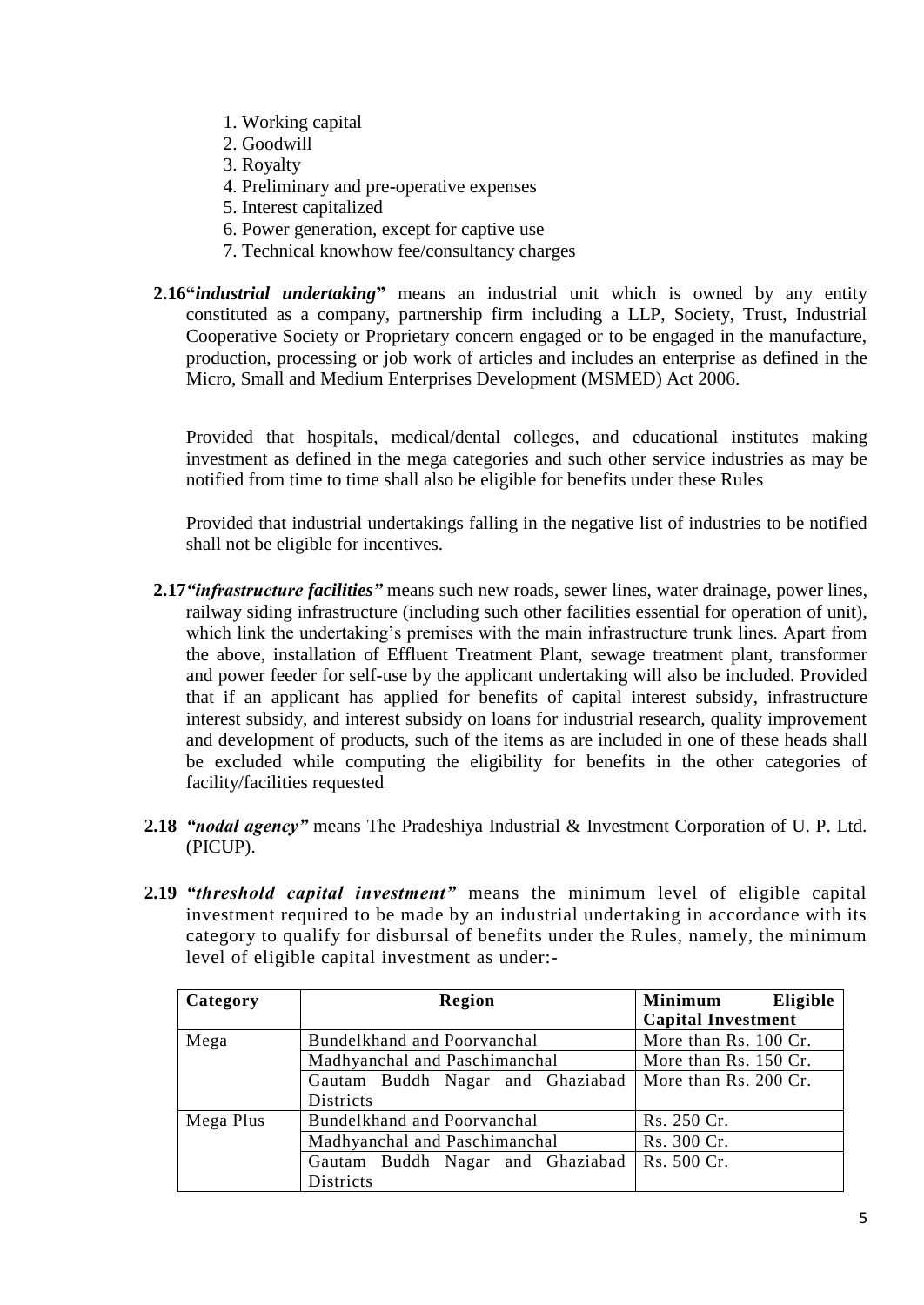1. Working capital
2. Goodwill
3. Royalty
4. Preliminary and pre-operative expenses
5. Interest capitalized
6. Power generation, except for captive use
7. Technical knowhow fee/consultancy charges

**2.16"*industrial undertaking*"** means an industrial unit which is owned by any entity constituted as a company, partnership firm including a LLP, Society, Trust, Industrial Cooperative Society or Proprietary concern engaged or to be engaged in the manufacture, production, processing or job work of articles and includes an enterprise as defined in the Micro, Small and Medium Enterprises Development (MSMED) Act 2006.

Provided that hospitals, medical/dental colleges, and educational institutes making investment as defined in the mega categories and such other service industries as may be notified from time to time shall also be eligible for benefits under these Rules

Provided that industrial undertakings falling in the negative list of industries to be notified shall not be eligible for incentives.

**2.17*"infrastructure facilities"*** means such new roads, sewer lines, water drainage, power lines, railway siding infrastructure (including such other facilities essential for operation of unit), which link the undertaking's premises with the main infrastructure trunk lines. Apart from the above, installation of Effluent Treatment Plant, sewage treatment plant, transformer and power feeder for self-use by the applicant undertaking will also be included. Provided that if an applicant has applied for benefits of capital interest subsidy, infrastructure interest subsidy, and interest subsidy on loans for industrial research, quality improvement and development of products, such of the items as are included in one of these heads shall be excluded while computing the eligibility for benefits in the other categories of facility/facilities requested

**2.18** ***"nodal agency"*** means The Pradeshiya Industrial & Investment Corporation of U. P. Ltd. (PICUP).

**2.19** ***"threshold capital investment"*** means the minimum level of eligible capital investment required to be made by an industrial undertaking in accordance with its category to qualify for disbursal of benefits under the Rules, namely, the minimum level of eligible capital investment as under:-

| Category | Region | Minimum Eligible Capital Investment |
|---|---|---|
| Mega | Bundelkhand and Poorvanchal | More than Rs. 100 Cr. |
| | Madhyanchal and Paschimanchal | More than Rs. 150 Cr. |
| | Gautam Buddh Nagar and Ghaziabad Districts | More than Rs. 200 Cr. |
| Mega Plus | Bundelkhand and Poorvanchal | Rs. 250 Cr. |
| | Madhyanchal and Paschimanchal | Rs. 300 Cr. |
| | Gautam Buddh Nagar and Ghaziabad Districts | Rs. 500 Cr. |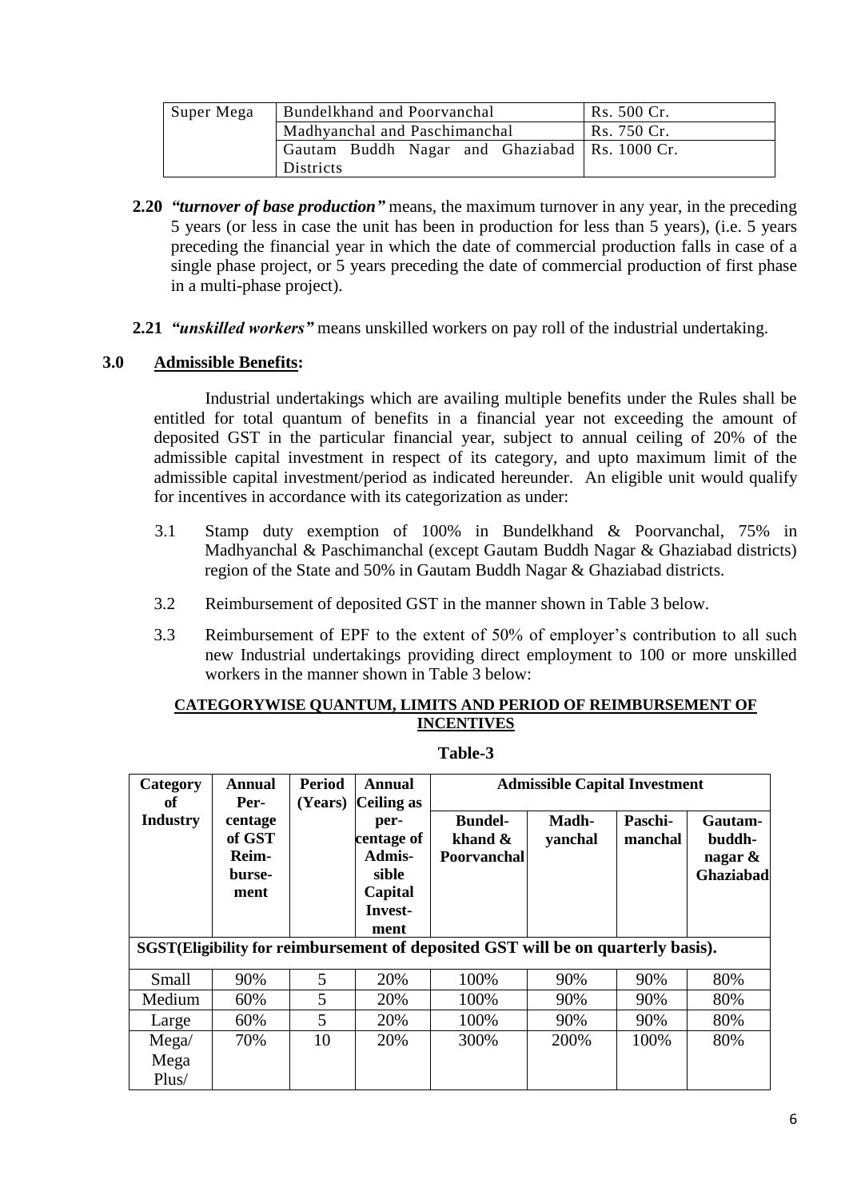| Super Mega | Bundelkhand and Poorvanchal | Rs. 500 Cr. |
|---|---|---|
| | Madhyanchal and Paschimanchal | Rs. 750 Cr. |
| | Gautam Buddh Nagar and Ghaziabad Districts | Rs. 1000 Cr. |

**2.20** ***"turnover of base production"*** means, the maximum turnover in any year, in the preceding 5 years (or less in case the unit has been in production for less than 5 years), (i.e. 5 years preceding the financial year in which the date of commercial production falls in case of a single phase project, or 5 years preceding the date of commercial production of first phase in a multi-phase project).

**2.21** ***"unskilled workers"*** means unskilled workers on pay roll of the industrial undertaking.

## 3.0 Admissible Benefits:

Industrial undertakings which are availing multiple benefits under the Rules shall be entitled for total quantum of benefits in a financial year not exceeding the amount of deposited GST in the particular financial year, subject to annual ceiling of 20% of the admissible capital investment in respect of its category, and upto maximum limit of the admissible capital investment/period as indicated hereunder. An eligible unit would qualify for incentives in accordance with its categorization as under:

3.1 Stamp duty exemption of 100% in Bundelkhand & Poorvanchal, 75% in Madhyanchal & Paschimanchal (except Gautam Buddh Nagar & Ghaziabad districts) region of the State and 50% in Gautam Buddh Nagar & Ghaziabad districts.

3.2 Reimbursement of deposited GST in the manner shown in Table 3 below.

3.3 Reimbursement of EPF to the extent of 50% of employer's contribution to all such new Industrial undertakings providing direct employment to 100 or more unskilled workers in the manner shown in Table 3 below:

**CATEGORYWISE QUANTUM, LIMITS AND PERIOD OF REIMBURSEMENT OF INCENTIVES**

**Table-3**

| Category of Industry | Annual Per-centage of GST Reim-burse-ment | Period (Years) | Annual Ceiling as per-centage of Admis-sible Capital Invest-ment | Admissible Capital Investment | | | |
|---|---|---|---|---|---|---|---|
| | | | | Bundel-khand & Poorvanchal | Madh-yanchal | Paschi-manchal | Gautam-buddh-nagar & Ghaziabad |
| **SGST(Eligibility for reimbursement of deposited GST will be on quarterly basis).** | | | | | | | |
| Small | 90% | 5 | 20% | 100% | 90% | 90% | 80% |
| Medium | 60% | 5 | 20% | 100% | 90% | 90% | 80% |
| Large | 60% | 5 | 20% | 100% | 90% | 90% | 80% |
| Mega/ Mega Plus/ | 70% | 10 | 20% | 300% | 200% | 100% | 80% |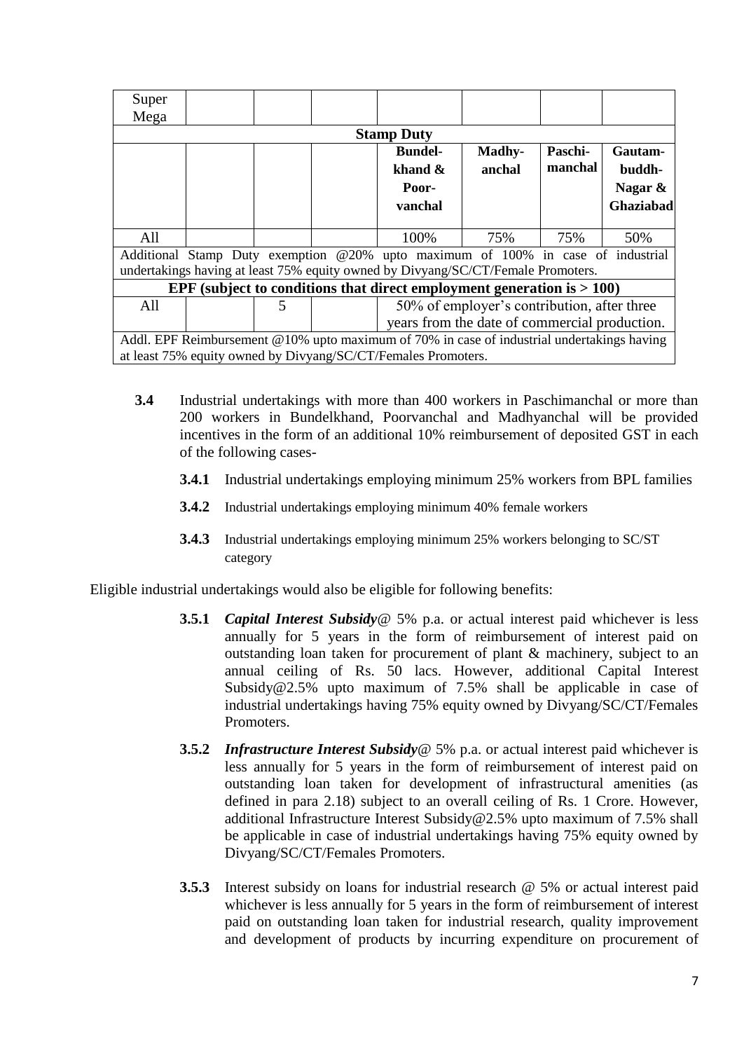| Super Mega | | | | | | | |
|---|---|---|---|---|---|---|---|
| **Stamp Duty** | | | | | | | |
| | | | | **Bundelkhand & Poorvanchal** | **Madhyanchal** | **Paschimanchal** | **Gautambuddh-Nagar & Ghaziabad** |
| All | | | | 100% | 75% | 75% | 50% |
| Additional Stamp Duty exemption @20% upto maximum of 100% in case of industrial undertakings having at least 75% equity owned by Divyang/SC/CT/Female Promoters. | | | | | | | |
| **EPF (subject to conditions that direct employment generation is > 100)** | | | | | | | |
| All | | 5 | | 50% of employer's contribution, after three years from the date of commercial production. | | | |
| Addl. EPF Reimbursement @10% upto maximum of 70% in case of industrial undertakings having at least 75% equity owned by Divyang/SC/CT/Females Promoters. | | | | | | | |

**3.4** Industrial undertakings with more than 400 workers in Paschimanchal or more than 200 workers in Bundelkhand, Poorvanchal and Madhyanchal will be provided incentives in the form of an additional 10% reimbursement of deposited GST in each of the following cases-

**3.4.1** Industrial undertakings employing minimum 25% workers from BPL families

**3.4.2** Industrial undertakings employing minimum 40% female workers

**3.4.3** Industrial undertakings employing minimum 25% workers belonging to SC/ST category

Eligible industrial undertakings would also be eligible for following benefits:

**3.5.1** ***Capital Interest Subsidy***@ 5% p.a. or actual interest paid whichever is less annually for 5 years in the form of reimbursement of interest paid on outstanding loan taken for procurement of plant & machinery, subject to an annual ceiling of Rs. 50 lacs. However, additional Capital Interest Subsidy@2.5% upto maximum of 7.5% shall be applicable in case of industrial undertakings having 75% equity owned by Divyang/SC/CT/Females Promoters.

**3.5.2** ***Infrastructure Interest Subsidy***@ 5% p.a. or actual interest paid whichever is less annually for 5 years in the form of reimbursement of interest paid on outstanding loan taken for development of infrastructural amenities (as defined in para 2.18) subject to an overall ceiling of Rs. 1 Crore. However, additional Infrastructure Interest Subsidy@2.5% upto maximum of 7.5% shall be applicable in case of industrial undertakings having 75% equity owned by Divyang/SC/CT/Females Promoters.

**3.5.3** Interest subsidy on loans for industrial research @ 5% or actual interest paid whichever is less annually for 5 years in the form of reimbursement of interest paid on outstanding loan taken for industrial research, quality improvement and development of products by incurring expenditure on procurement of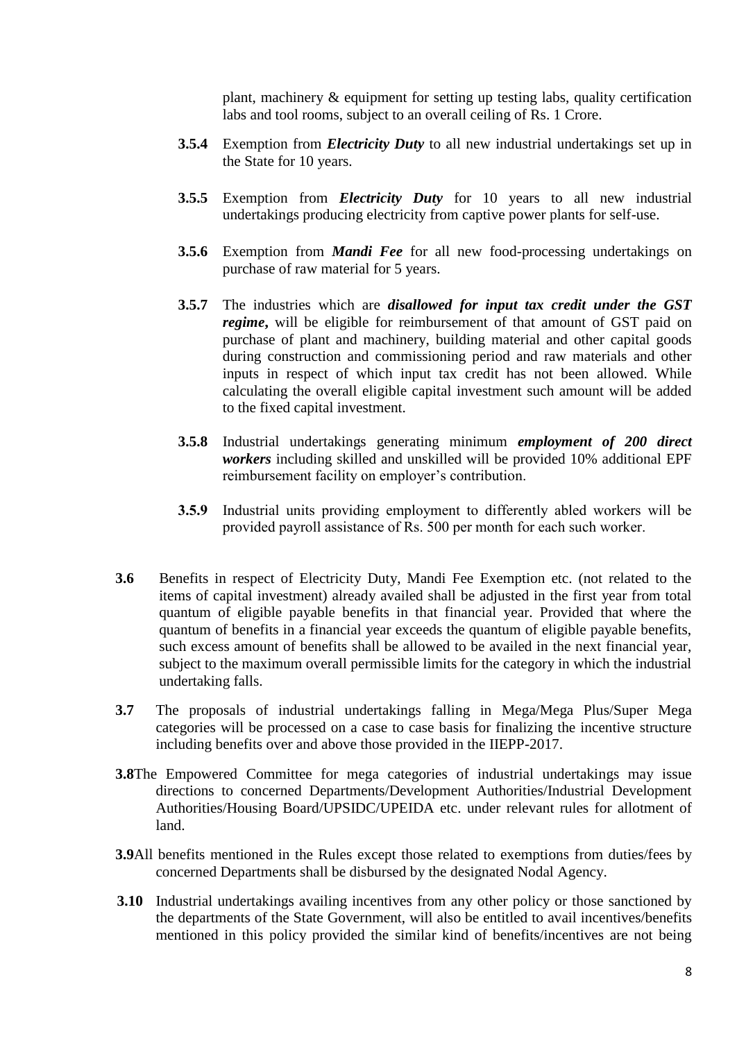plant, machinery & equipment for setting up testing labs, quality certification labs and tool rooms, subject to an overall ceiling of Rs. 1 Crore.

**3.5.4** Exemption from ***Electricity Duty*** to all new industrial undertakings set up in the State for 10 years.

**3.5.5** Exemption from ***Electricity Duty*** for 10 years to all new industrial undertakings producing electricity from captive power plants for self-use.

**3.5.6** Exemption from ***Mandi Fee*** for all new food-processing undertakings on purchase of raw material for 5 years.

**3.5.7** The industries which are ***disallowed for input tax credit under the GST regime*****,** will be eligible for reimbursement of that amount of GST paid on purchase of plant and machinery, building material and other capital goods during construction and commissioning period and raw materials and other inputs in respect of which input tax credit has not been allowed. While calculating the overall eligible capital investment such amount will be added to the fixed capital investment.

**3.5.8** Industrial undertakings generating minimum ***employment of 200 direct workers*** including skilled and unskilled will be provided 10% additional EPF reimbursement facility on employer's contribution.

**3.5.9** Industrial units providing employment to differently abled workers will be provided payroll assistance of Rs. 500 per month for each such worker.

**3.6** Benefits in respect of Electricity Duty, Mandi Fee Exemption etc. (not related to the items of capital investment) already availed shall be adjusted in the first year from total quantum of eligible payable benefits in that financial year. Provided that where the quantum of benefits in a financial year exceeds the quantum of eligible payable benefits, such excess amount of benefits shall be allowed to be availed in the next financial year, subject to the maximum overall permissible limits for the category in which the industrial undertaking falls.

**3.7** The proposals of industrial undertakings falling in Mega/Mega Plus/Super Mega categories will be processed on a case to case basis for finalizing the incentive structure including benefits over and above those provided in the IIEPP-2017.

**3.8** The Empowered Committee for mega categories of industrial undertakings may issue directions to concerned Departments/Development Authorities/Industrial Development Authorities/Housing Board/UPSIDC/UPEIDA etc. under relevant rules for allotment of land.

**3.9** All benefits mentioned in the Rules except those related to exemptions from duties/fees by concerned Departments shall be disbursed by the designated Nodal Agency.

**3.10** Industrial undertakings availing incentives from any other policy or those sanctioned by the departments of the State Government, will also be entitled to avail incentives/benefits mentioned in this policy provided the similar kind of benefits/incentives are not being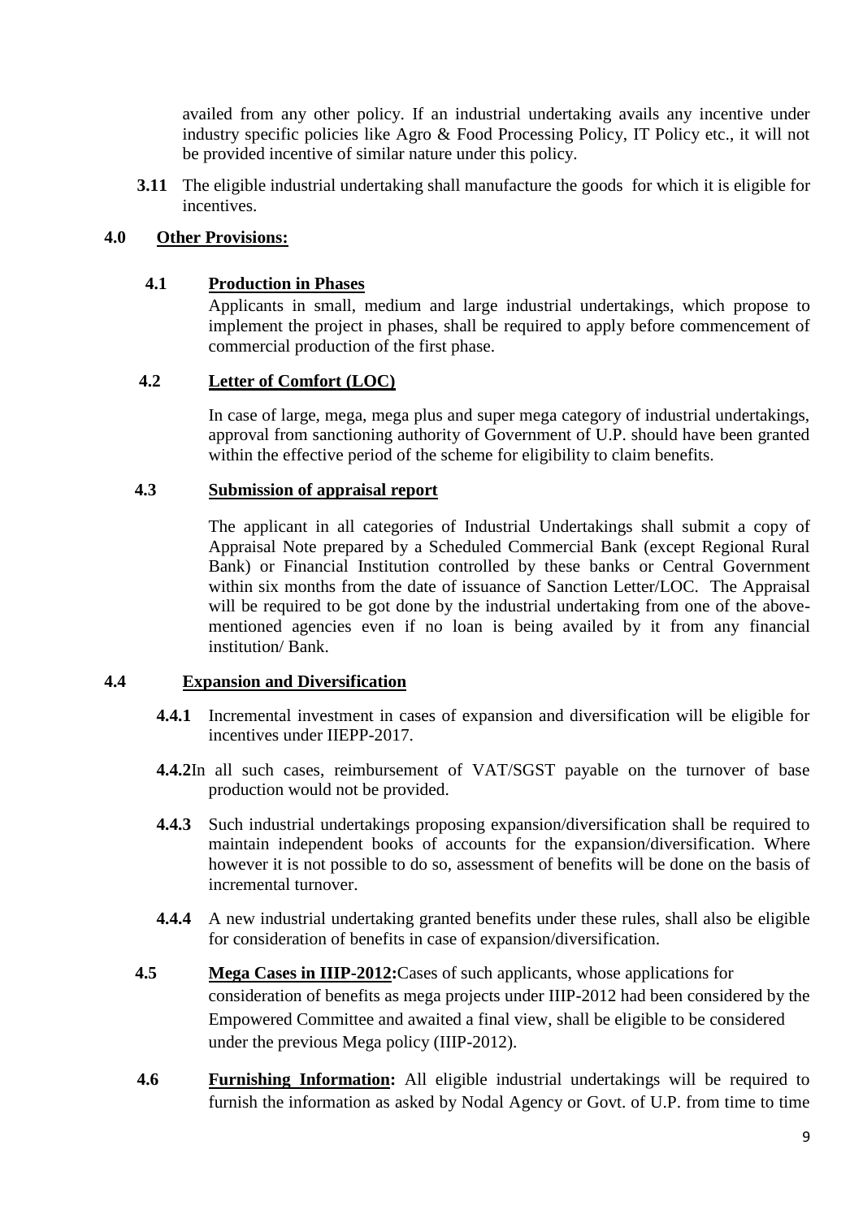availed from any other policy. If an industrial undertaking avails any incentive under industry specific policies like Agro & Food Processing Policy, IT Policy etc., it will not be provided incentive of similar nature under this policy.

**3.11** The eligible industrial undertaking shall manufacture the goods for which it is eligible for incentives.

## 4.0 Other Provisions:

### 4.1 Production in Phases

Applicants in small, medium and large industrial undertakings, which propose to implement the project in phases, shall be required to apply before commencement of commercial production of the first phase.

### 4.2 Letter of Comfort (LOC)

In case of large, mega, mega plus and super mega category of industrial undertakings, approval from sanctioning authority of Government of U.P. should have been granted within the effective period of the scheme for eligibility to claim benefits.

### 4.3 Submission of appraisal report

The applicant in all categories of Industrial Undertakings shall submit a copy of Appraisal Note prepared by a Scheduled Commercial Bank (except Regional Rural Bank) or Financial Institution controlled by these banks or Central Government within six months from the date of issuance of Sanction Letter/LOC. The Appraisal will be required to be got done by the industrial undertaking from one of the above-mentioned agencies even if no loan is being availed by it from any financial institution/ Bank.

### 4.4 Expansion and Diversification

**4.4.1** Incremental investment in cases of expansion and diversification will be eligible for incentives under IIEPP-2017.

**4.4.2** In all such cases, reimbursement of VAT/SGST payable on the turnover of base production would not be provided.

**4.4.3** Such industrial undertakings proposing expansion/diversification shall be required to maintain independent books of accounts for the expansion/diversification. Where however it is not possible to do so, assessment of benefits will be done on the basis of incremental turnover.

**4.4.4** A new industrial undertaking granted benefits under these rules, shall also be eligible for consideration of benefits in case of expansion/diversification.

**4.5 Mega Cases in IIIP-2012:** Cases of such applicants, whose applications for consideration of benefits as mega projects under IIIP-2012 had been considered by the Empowered Committee and awaited a final view, shall be eligible to be considered under the previous Mega policy (IIIP-2012).

**4.6 Furnishing Information:** All eligible industrial undertakings will be required to furnish the information as asked by Nodal Agency or Govt. of U.P. from time to time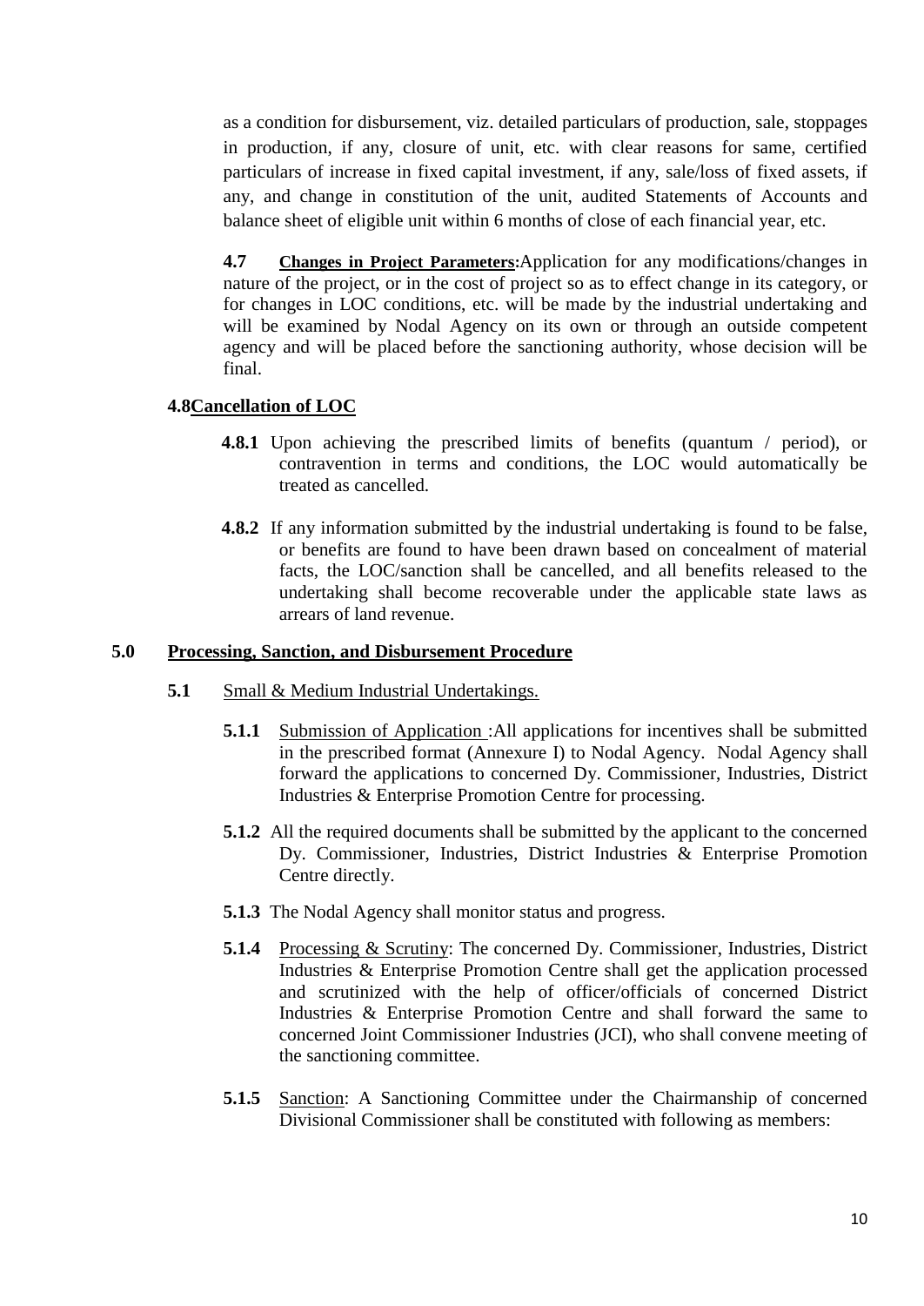as a condition for disbursement, viz. detailed particulars of production, sale, stoppages in production, if any, closure of unit, etc. with clear reasons for same, certified particulars of increase in fixed capital investment, if any, sale/loss of fixed assets, if any, and change in constitution of the unit, audited Statements of Accounts and balance sheet of eligible unit within 6 months of close of each financial year, etc.

**4.7** **Changes in Project Parameters:**Application for any modifications/changes in nature of the project, or in the cost of project so as to effect change in its category, or for changes in LOC conditions, etc. will be made by the industrial undertaking and will be examined by Nodal Agency on its own or through an outside competent agency and will be placed before the sanctioning authority, whose decision will be final.

**4.8Cancellation of LOC**

**4.8.1** Upon achieving the prescribed limits of benefits (quantum / period), or contravention in terms and conditions, the LOC would automatically be treated as cancelled.

**4.8.2** If any information submitted by the industrial undertaking is found to be false, or benefits are found to have been drawn based on concealment of material facts, the LOC/sanction shall be cancelled, and all benefits released to the undertaking shall become recoverable under the applicable state laws as arrears of land revenue.

## 5.0 Processing, Sanction, and Disbursement Procedure

**5.1** Small & Medium Industrial Undertakings.

**5.1.1** Submission of Application :All applications for incentives shall be submitted in the prescribed format (Annexure I) to Nodal Agency. Nodal Agency shall forward the applications to concerned Dy. Commissioner, Industries, District Industries & Enterprise Promotion Centre for processing.

**5.1.2** All the required documents shall be submitted by the applicant to the concerned Dy. Commissioner, Industries, District Industries & Enterprise Promotion Centre directly.

**5.1.3** The Nodal Agency shall monitor status and progress.

**5.1.4** Processing & Scrutiny: The concerned Dy. Commissioner, Industries, District Industries & Enterprise Promotion Centre shall get the application processed and scrutinized with the help of officer/officials of concerned District Industries & Enterprise Promotion Centre and shall forward the same to concerned Joint Commissioner Industries (JCI), who shall convene meeting of the sanctioning committee.

**5.1.5** Sanction: A Sanctioning Committee under the Chairmanship of concerned Divisional Commissioner shall be constituted with following as members: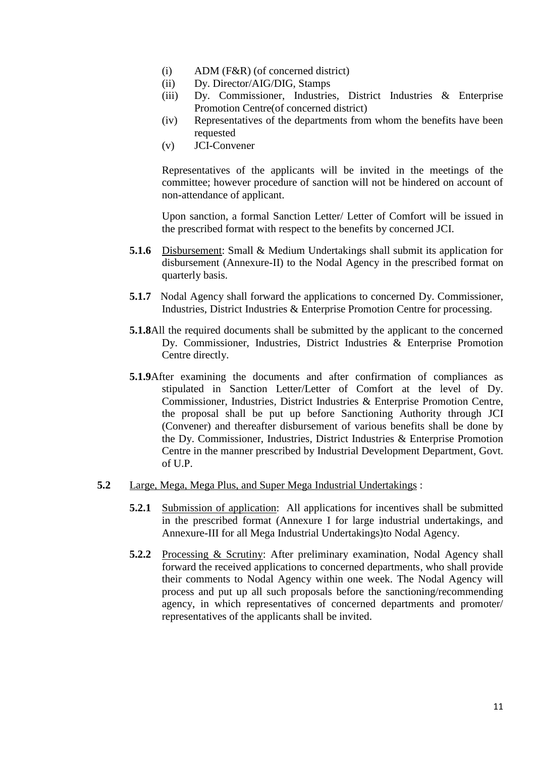(i) ADM (F&R) (of concerned district)
(ii) Dy. Director/AIG/DIG, Stamps
(iii) Dy. Commissioner, Industries, District Industries & Enterprise Promotion Centre(of concerned district)
(iv) Representatives of the departments from whom the benefits have been requested
(v) JCI-Convener

Representatives of the applicants will be invited in the meetings of the committee; however procedure of sanction will not be hindered on account of non-attendance of applicant.

Upon sanction, a formal Sanction Letter/ Letter of Comfort will be issued in the prescribed format with respect to the benefits by concerned JCI.

**5.1.6** Disbursement: Small & Medium Undertakings shall submit its application for disbursement (Annexure-II) to the Nodal Agency in the prescribed format on quarterly basis.

**5.1.7** Nodal Agency shall forward the applications to concerned Dy. Commissioner, Industries, District Industries & Enterprise Promotion Centre for processing.

**5.1.8**All the required documents shall be submitted by the applicant to the concerned Dy. Commissioner, Industries, District Industries & Enterprise Promotion Centre directly.

**5.1.9**After examining the documents and after confirmation of compliances as stipulated in Sanction Letter/Letter of Comfort at the level of Dy. Commissioner, Industries, District Industries & Enterprise Promotion Centre, the proposal shall be put up before Sanctioning Authority through JCI (Convener) and thereafter disbursement of various benefits shall be done by the Dy. Commissioner, Industries, District Industries & Enterprise Promotion Centre in the manner prescribed by Industrial Development Department, Govt. of U.P.

**5.2** Large, Mega, Mega Plus, and Super Mega Industrial Undertakings :

**5.2.1** Submission of application: All applications for incentives shall be submitted in the prescribed format (Annexure I for large industrial undertakings, and Annexure-III for all Mega Industrial Undertakings)to Nodal Agency.

**5.2.2** Processing & Scrutiny: After preliminary examination, Nodal Agency shall forward the received applications to concerned departments, who shall provide their comments to Nodal Agency within one week. The Nodal Agency will process and put up all such proposals before the sanctioning/recommending agency, in which representatives of concerned departments and promoter/ representatives of the applicants shall be invited.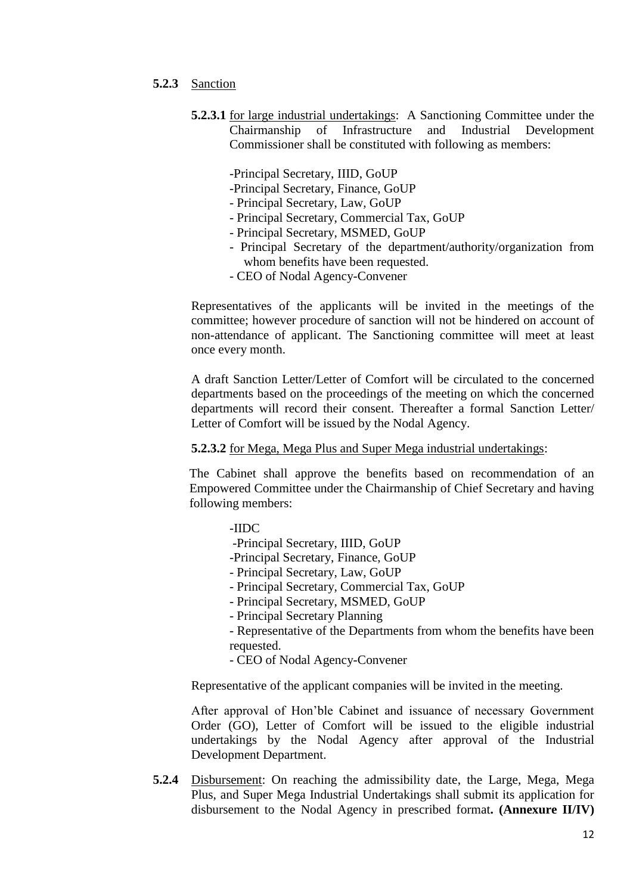**5.2.3** Sanction

**5.2.3.1** for large industrial undertakings: A Sanctioning Committee under the Chairmanship of Infrastructure and Industrial Development Commissioner shall be constituted with following as members:

-Principal Secretary, IIID, GoUP
-Principal Secretary, Finance, GoUP
- Principal Secretary, Law, GoUP
- Principal Secretary, Commercial Tax, GoUP
- Principal Secretary, MSMED, GoUP
- Principal Secretary of the department/authority/organization from whom benefits have been requested.
- CEO of Nodal Agency-Convener

Representatives of the applicants will be invited in the meetings of the committee; however procedure of sanction will not be hindered on account of non-attendance of applicant. The Sanctioning committee will meet at least once every month.

A draft Sanction Letter/Letter of Comfort will be circulated to the concerned departments based on the proceedings of the meeting on which the concerned departments will record their consent. Thereafter a formal Sanction Letter/ Letter of Comfort will be issued by the Nodal Agency.

**5.2.3.2** for Mega, Mega Plus and Super Mega industrial undertakings:

The Cabinet shall approve the benefits based on recommendation of an Empowered Committee under the Chairmanship of Chief Secretary and having following members:

-IIDC
-Principal Secretary, IIID, GoUP
-Principal Secretary, Finance, GoUP
- Principal Secretary, Law, GoUP
- Principal Secretary, Commercial Tax, GoUP
- Principal Secretary, MSMED, GoUP
- Principal Secretary Planning
- Representative of the Departments from whom the benefits have been requested.
- CEO of Nodal Agency-Convener

Representative of the applicant companies will be invited in the meeting.

After approval of Hon'ble Cabinet and issuance of necessary Government Order (GO), Letter of Comfort will be issued to the eligible industrial undertakings by the Nodal Agency after approval of the Industrial Development Department.

**5.2.4** Disbursement: On reaching the admissibility date, the Large, Mega, Mega Plus, and Super Mega Industrial Undertakings shall submit its application for disbursement to the Nodal Agency in prescribed format**. (Annexure II/IV)**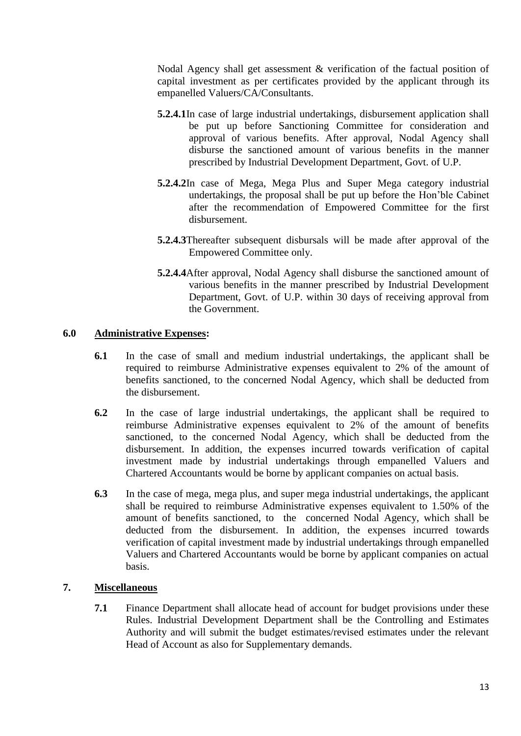Nodal Agency shall get assessment & verification of the factual position of capital investment as per certificates provided by the applicant through its empanelled Valuers/CA/Consultants.

**5.2.4.1** In case of large industrial undertakings, disbursement application shall be put up before Sanctioning Committee for consideration and approval of various benefits. After approval, Nodal Agency shall disburse the sanctioned amount of various benefits in the manner prescribed by Industrial Development Department, Govt. of U.P.

**5.2.4.2** In case of Mega, Mega Plus and Super Mega category industrial undertakings, the proposal shall be put up before the Hon'ble Cabinet after the recommendation of Empowered Committee for the first disbursement.

**5.2.4.3** Thereafter subsequent disbursals will be made after approval of the Empowered Committee only.

**5.2.4.4** After approval, Nodal Agency shall disburse the sanctioned amount of various benefits in the manner prescribed by Industrial Development Department, Govt. of U.P. within 30 days of receiving approval from the Government.

## 6.0 <u>Administrative Expenses</u>:

**6.1** In the case of small and medium industrial undertakings, the applicant shall be required to reimburse Administrative expenses equivalent to 2% of the amount of benefits sanctioned, to the concerned Nodal Agency, which shall be deducted from the disbursement.

**6.2** In the case of large industrial undertakings, the applicant shall be required to reimburse Administrative expenses equivalent to 2% of the amount of benefits sanctioned, to the concerned Nodal Agency, which shall be deducted from the disbursement. In addition, the expenses incurred towards verification of capital investment made by industrial undertakings through empanelled Valuers and Chartered Accountants would be borne by applicant companies on actual basis.

**6.3** In the case of mega, mega plus, and super mega industrial undertakings, the applicant shall be required to reimburse Administrative expenses equivalent to 1.50% of the amount of benefits sanctioned, to the concerned Nodal Agency, which shall be deducted from the disbursement. In addition, the expenses incurred towards verification of capital investment made by industrial undertakings through empanelled Valuers and Chartered Accountants would be borne by applicant companies on actual basis.

## 7. <u>Miscellaneous</u>

**7.1** Finance Department shall allocate head of account for budget provisions under these Rules. Industrial Development Department shall be the Controlling and Estimates Authority and will submit the budget estimates/revised estimates under the relevant Head of Account as also for Supplementary demands.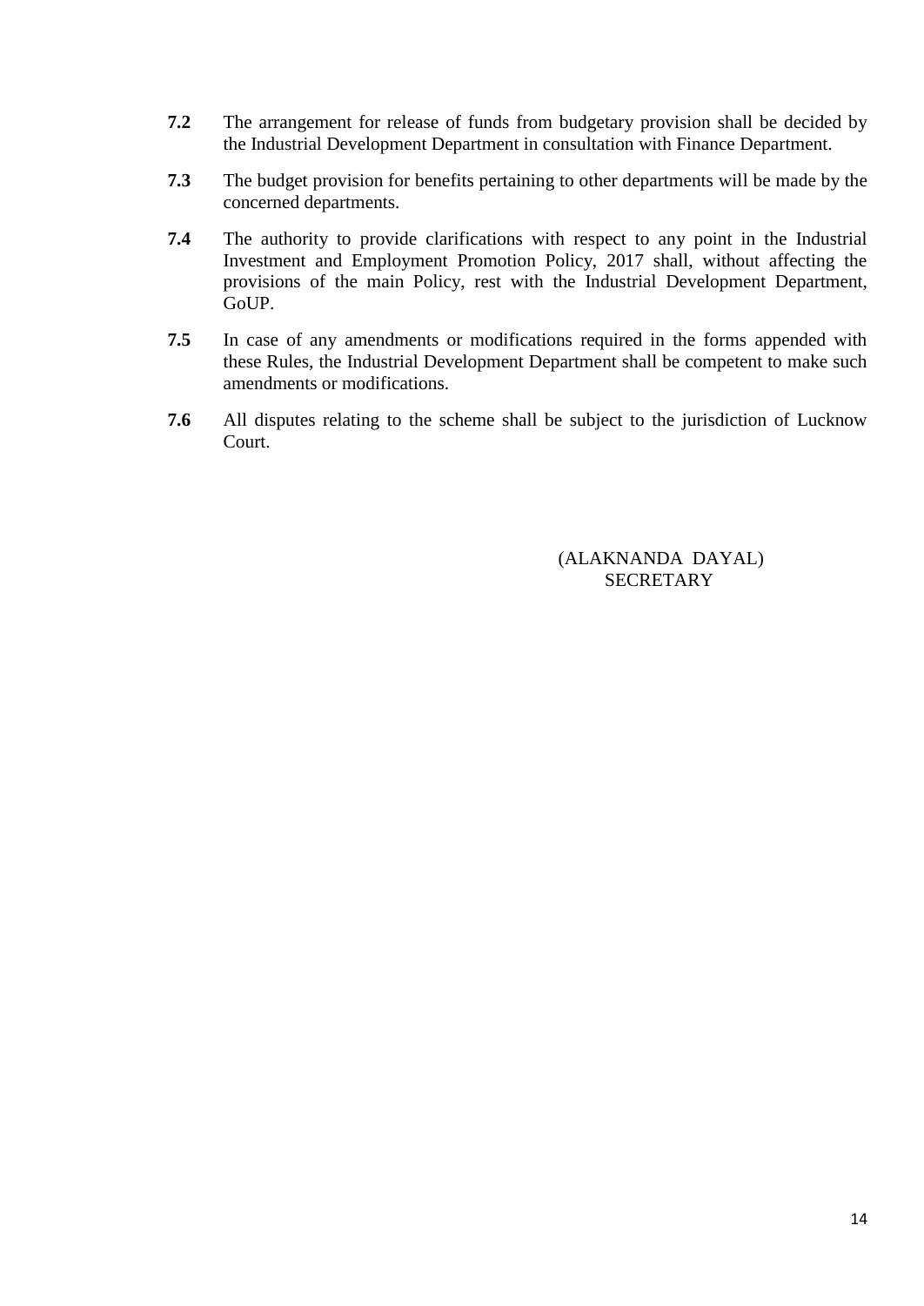**7.2** The arrangement for release of funds from budgetary provision shall be decided by the Industrial Development Department in consultation with Finance Department.

**7.3** The budget provision for benefits pertaining to other departments will be made by the concerned departments.

**7.4** The authority to provide clarifications with respect to any point in the Industrial Investment and Employment Promotion Policy, 2017 shall, without affecting the provisions of the main Policy, rest with the Industrial Development Department, GoUP.

**7.5** In case of any amendments or modifications required in the forms appended with these Rules, the Industrial Development Department shall be competent to make such amendments or modifications.

**7.6** All disputes relating to the scheme shall be subject to the jurisdiction of Lucknow Court.

(ALAKNANDA DAYAL)
SECRETARY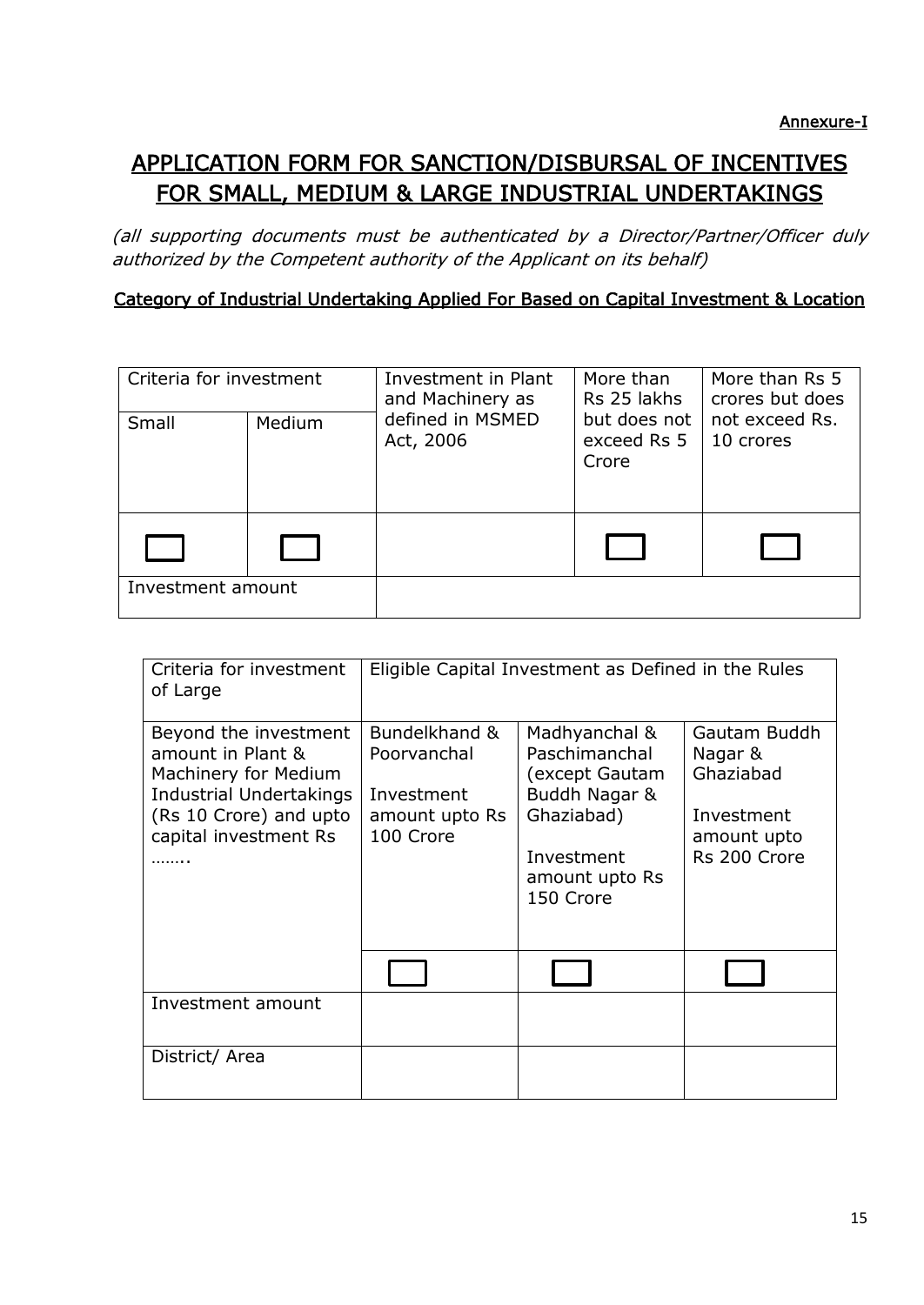Annexure-I

# APPLICATION FORM FOR SANCTION/DISBURSAL OF INCENTIVES FOR SMALL, MEDIUM & LARGE INDUSTRIAL UNDERTAKINGS

*(all supporting documents must be authenticated by a Director/Partner/Officer duly authorized by the Competent authority of the Applicant on its behalf)*

## Category of Industrial Undertaking Applied For Based on Capital Investment & Location

| Criteria for investment | | Investment in Plant and Machinery as defined in MSMED Act, 2006 | More than Rs 25 lakhs but does not exceed Rs 5 Crore | More than Rs 5 crores but does not exceed Rs. 10 crores |
|---|---|---|---|---|
| Small | Medium | | | |
| ☐ | ☐ | | ☐ | ☐ |
| Investment amount | | | | |

| Criteria for investment of Large | Eligible Capital Investment as Defined in the Rules | | |
|---|---|---|---|
| Beyond the investment amount in Plant & Machinery for Medium Industrial Undertakings (Rs 10 Crore) and upto capital investment Rs …….. | Bundelkhand & Poorvanchal<br><br>Investment amount upto Rs 100 Crore | Madhyanchal & Paschimanchal (except Gautam Buddh Nagar & Ghaziabad)<br><br>Investment amount upto Rs 150 Crore | Gautam Buddh Nagar & Ghaziabad<br><br>Investment amount upto Rs 200 Crore |
| | ☐ | ☐ | ☐ |
| Investment amount | | | |
| District/ Area | | | |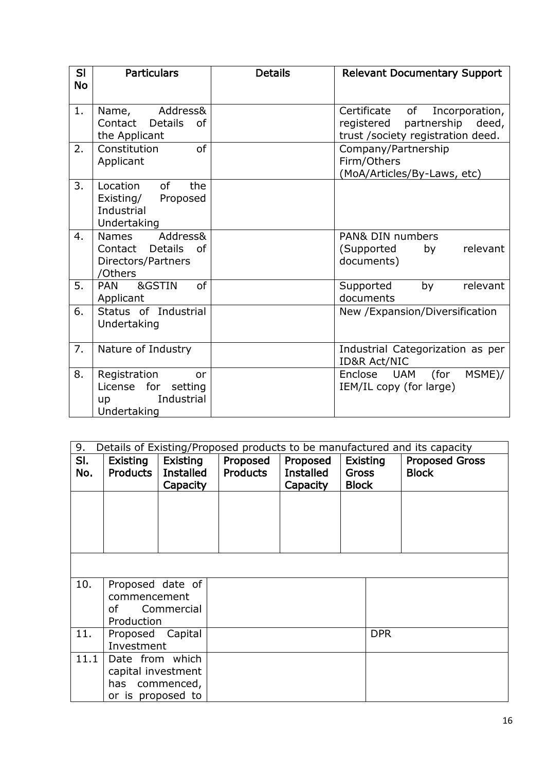| Sl No | Particulars | Details | Relevant Documentary Support |
|---|---|---|---|
| 1. | Name, Address& Contact Details of the Applicant | | Certificate of Incorporation, registered partnership deed, trust /society registration deed. |
| 2. | Constitution of Applicant | | Company/Partnership Firm/Others (MoA/Articles/By-Laws, etc) |
| 3. | Location of the Existing/ Proposed Industrial Undertaking | | |
| 4. | Names Address& Contact Details of Directors/Partners /Others | | PAN& DIN numbers (Supported by relevant documents) |
| 5. | PAN &GSTIN of Applicant | | Supported by relevant documents |
| 6. | Status of Industrial Undertaking | | New /Expansion/Diversification |
| 7. | Nature of Industry | | Industrial Categorization as per ID&R Act/NIC |
| 8. | Registration or License for setting up Industrial Undertaking | | Enclose UAM (for MSME)/ IEM/IL copy (for large) |

| 9. Details of Existing/Proposed products to be manufactured and its capacity | | | | | | |
|---|---|---|---|---|---|---|
| **Sl. No.** | **Existing Products** | **Existing Installed Capacity** | **Proposed Products** | **Proposed Installed Capacity** | **Existing Gross Block** | **Proposed Gross Block** |
| | | | | | | |
| | | | | | | |

| | | | |
|---|---|---|---|
| 10. | Proposed date of commencement of Commercial Production | | |
| 11. | Proposed Capital Investment | | DPR |
| 11.1 | Date from which capital investment has commenced, or is proposed to | | |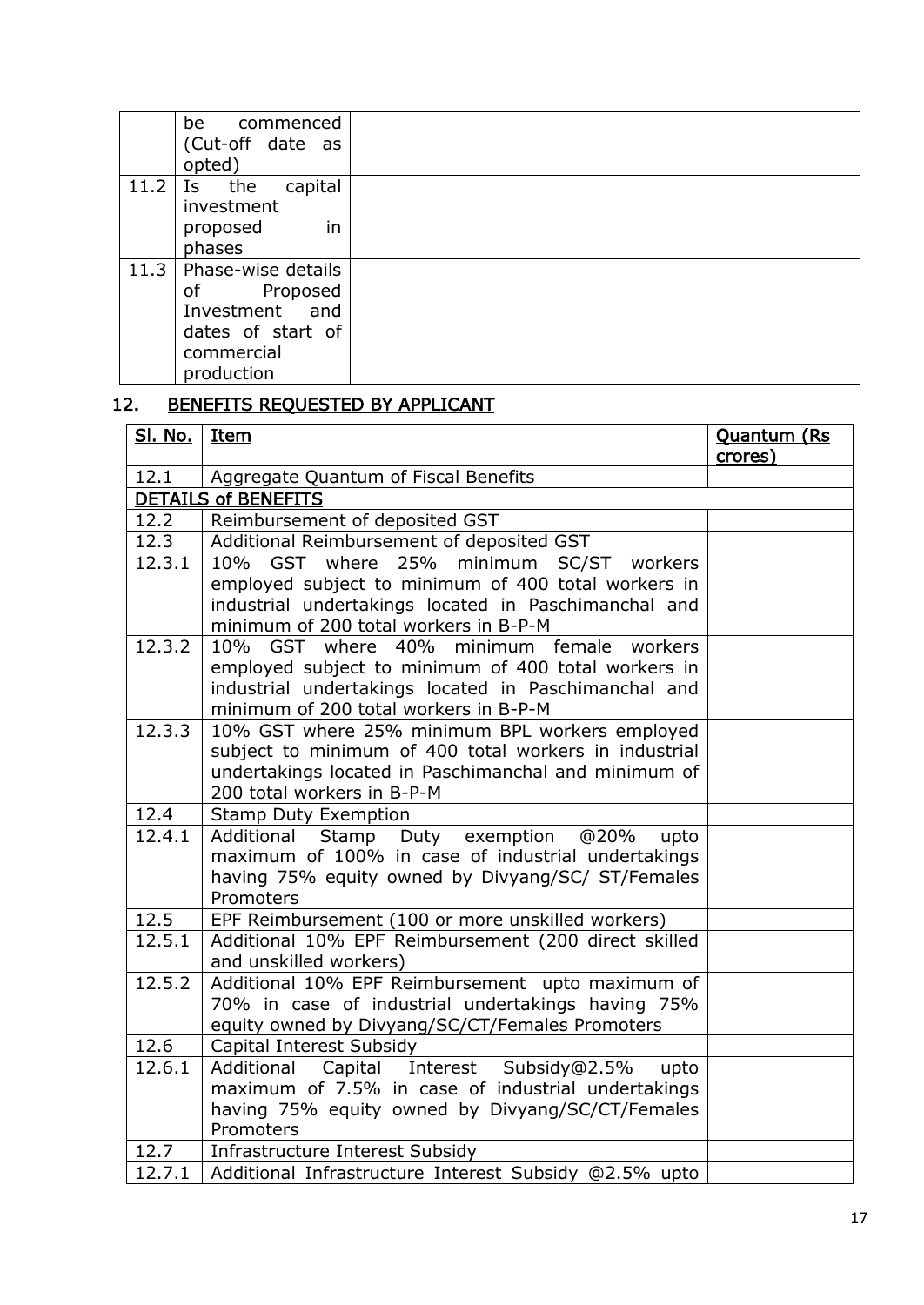| | be commenced (Cut-off date as opted) | | |
|---|---|---|---|
| 11.2 | Is the capital investment proposed in phases | | |
| 11.3 | Phase-wise details of Proposed Investment and dates of start of commercial production | | |

## 12. BENEFITS REQUESTED BY APPLICANT

| Sl. No. | Item | Quantum (Rs crores) |
|---|---|---|
| 12.1 | Aggregate Quantum of Fiscal Benefits | |
| DETAILS of BENEFITS | | |
| 12.2 | Reimbursement of deposited GST | |
| 12.3 | Additional Reimbursement of deposited GST | |
| 12.3.1 | 10% GST where 25% minimum SC/ST workers employed subject to minimum of 400 total workers in industrial undertakings located in Paschimanchal and minimum of 200 total workers in B-P-M | |
| 12.3.2 | 10% GST where 40% minimum female workers employed subject to minimum of 400 total workers in industrial undertakings located in Paschimanchal and minimum of 200 total workers in B-P-M | |
| 12.3.3 | 10% GST where 25% minimum BPL workers employed subject to minimum of 400 total workers in industrial undertakings located in Paschimanchal and minimum of 200 total workers in B-P-M | |
| 12.4 | Stamp Duty Exemption | |
| 12.4.1 | Additional Stamp Duty exemption @20% upto maximum of 100% in case of industrial undertakings having 75% equity owned by Divyang/SC/ ST/Females Promoters | |
| 12.5 | EPF Reimbursement (100 or more unskilled workers) | |
| 12.5.1 | Additional 10% EPF Reimbursement (200 direct skilled and unskilled workers) | |
| 12.5.2 | Additional 10% EPF Reimbursement upto maximum of 70% in case of industrial undertakings having 75% equity owned by Divyang/SC/CT/Females Promoters | |
| 12.6 | Capital Interest Subsidy | |
| 12.6.1 | Additional Capital Interest Subsidy@2.5% upto maximum of 7.5% in case of industrial undertakings having 75% equity owned by Divyang/SC/CT/Females Promoters | |
| 12.7 | Infrastructure Interest Subsidy | |
| 12.7.1 | Additional Infrastructure Interest Subsidy @2.5% upto | |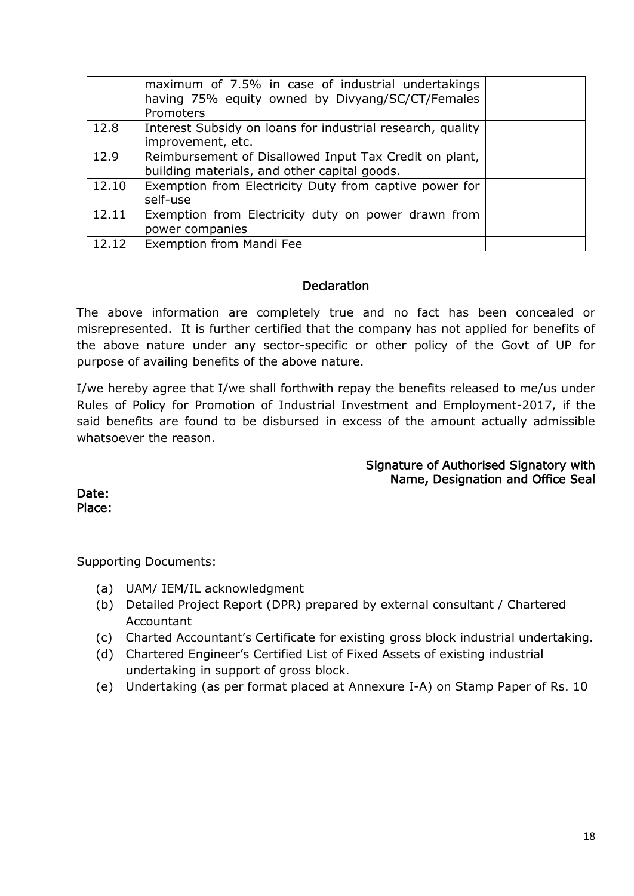| | | |
|---|---|---|
| | maximum of 7.5% in case of industrial undertakings having 75% equity owned by Divyang/SC/CT/Females Promoters | |
| 12.8 | Interest Subsidy on loans for industrial research, quality improvement, etc. | |
| 12.9 | Reimbursement of Disallowed Input Tax Credit on plant, building materials, and other capital goods. | |
| 12.10 | Exemption from Electricity Duty from captive power for self-use | |
| 12.11 | Exemption from Electricity duty on power drawn from power companies | |
| 12.12 | Exemption from Mandi Fee | |

## Declaration

The above information are completely true and no fact has been concealed or misrepresented. It is further certified that the company has not applied for benefits of the above nature under any sector-specific or other policy of the Govt of UP for purpose of availing benefits of the above nature.

I/we hereby agree that I/we shall forthwith repay the benefits released to me/us under Rules of Policy for Promotion of Industrial Investment and Employment-2017, if the said benefits are found to be disbursed in excess of the amount actually admissible whatsoever the reason.

**Signature of Authorised Signatory with Name, Designation and Office Seal**

**Date:**
**Place:**

Supporting Documents:

(a) UAM/ IEM/IL acknowledgment
(b) Detailed Project Report (DPR) prepared by external consultant / Chartered Accountant
(c) Charted Accountant's Certificate for existing gross block industrial undertaking.
(d) Chartered Engineer's Certified List of Fixed Assets of existing industrial undertaking in support of gross block.
(e) Undertaking (as per format placed at Annexure I-A) on Stamp Paper of Rs. 10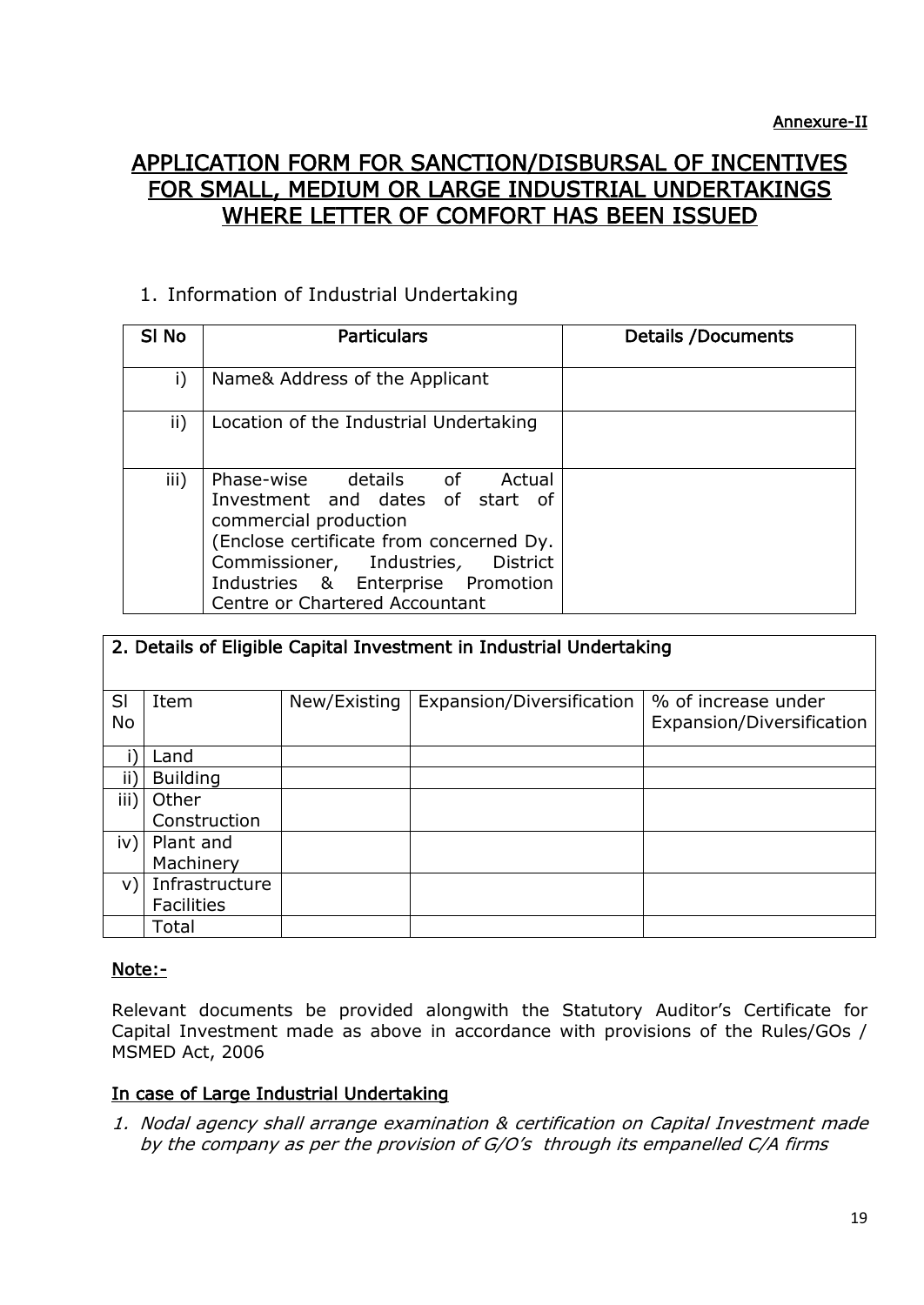Annexure-II

# APPLICATION FORM FOR SANCTION/DISBURSAL OF INCENTIVES FOR SMALL, MEDIUM OR LARGE INDUSTRIAL UNDERTAKINGS WHERE LETTER OF COMFORT HAS BEEN ISSUED

1. Information of Industrial Undertaking

| Sl No | Particulars | Details /Documents |
|---|---|---|
| i) | Name& Address of the Applicant | |
| ii) | Location of the Industrial Undertaking | |
| iii) | Phase-wise details of Actual Investment and dates of start of commercial production (Enclose certificate from concerned Dy. Commissioner, Industries, District Industries & Enterprise Promotion Centre or Chartered Accountant | |

**2. Details of Eligible Capital Investment in Industrial Undertaking**

| Sl No | Item | New/Existing | Expansion/Diversification | % of increase under Expansion/Diversification |
|---|---|---|---|---|
| i) | Land | | | |
| ii) | Building | | | |
| iii) | Other Construction | | | |
| iv) | Plant and Machinery | | | |
| v) | Infrastructure Facilities | | | |
| | Total | | | |

**Note:-**

Relevant documents be provided alongwith the Statutory Auditor's Certificate for Capital Investment made as above in accordance with provisions of the Rules/GOs / MSMED Act, 2006

**In case of Large Industrial Undertaking**

1. *Nodal agency shall arrange examination & certification on Capital Investment made by the company as per the provision of G/O's through its empanelled C/A firms*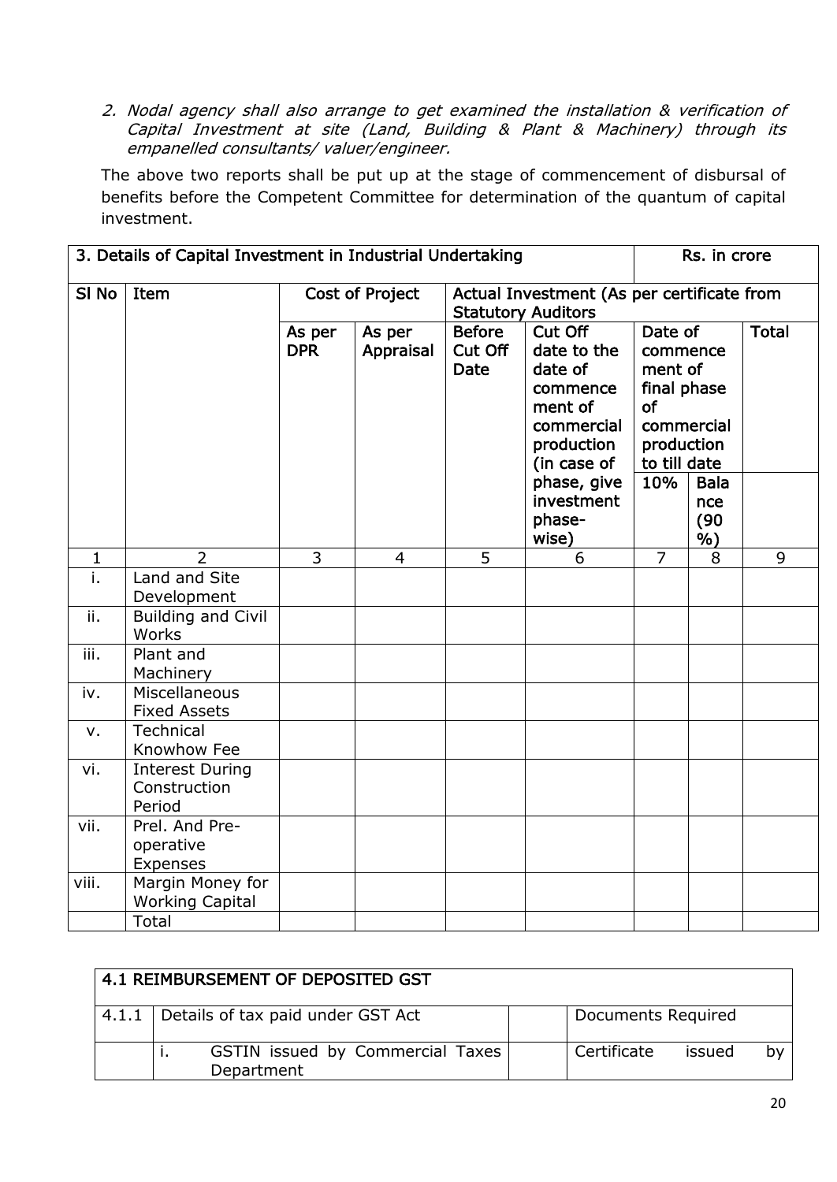2. *Nodal agency shall also arrange to get examined the installation & verification of Capital Investment at site (Land, Building & Plant & Machinery) through its empanelled consultants/ valuer/engineer.*

The above two reports shall be put up at the stage of commencement of disbursal of benefits before the Competent Committee for determination of the quantum of capital investment.

| **3. Details of Capital Investment in Industrial Undertaking** | | | | | | | | **Rs. in crore** |
|---|---|---|---|---|---|---|---|---|
| **Sl No** | **Item** | **Cost of Project** | | **Actual Investment (As per certificate from Statutory Auditors** | | | | |
| | | **As per DPR** | **As per Appraisal** | **Before Cut Off Date** | **Cut Off date to the date of commencement of commercial production (in case of phase, give investment phase-wise)** | **Date of commencement of final phase of commercial production to till date** | | **Total** |
| | | | | | | **10%** | **Balance (90 %)** | |
| 1 | 2 | 3 | 4 | 5 | 6 | 7 | 8 | 9 |
| i. | Land and Site Development | | | | | | | |
| ii. | Building and Civil Works | | | | | | | |
| iii. | Plant and Machinery | | | | | | | |
| iv. | Miscellaneous Fixed Assets | | | | | | | |
| v. | Technical Knowhow Fee | | | | | | | |
| vi. | Interest During Construction Period | | | | | | | |
| vii. | Prel. And Pre-operative Expenses | | | | | | | |
| viii. | Margin Money for Working Capital | | | | | | | |
| | Total | | | | | | | |

| **4.1 REIMBURSEMENT OF DEPOSITED GST** | | | |
|---|---|---|---|
| 4.1.1 | Details of tax paid under GST Act | | Documents Required |
| | i. GSTIN issued by Commercial Taxes Department | | Certificate issued by |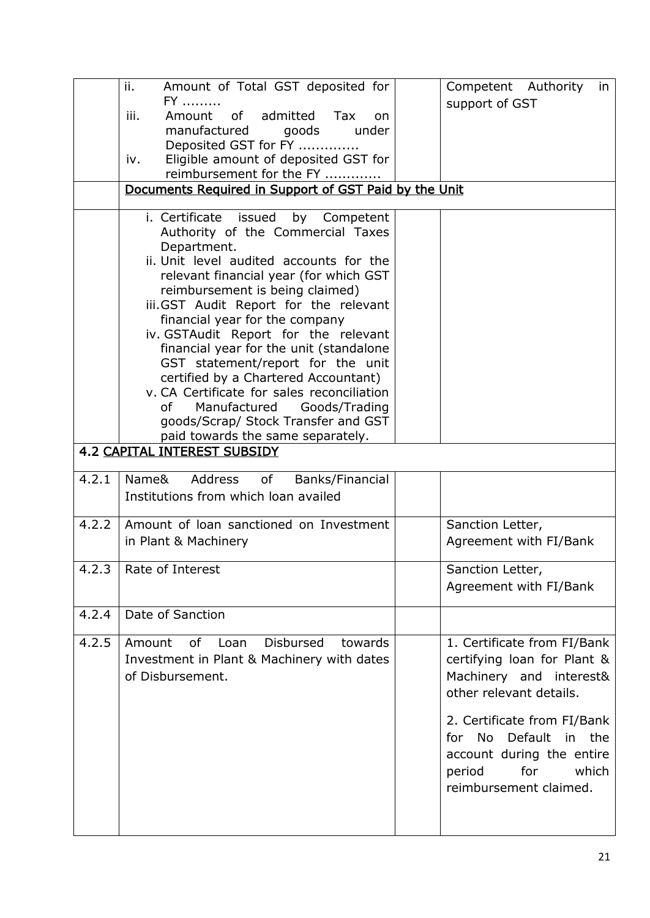| | | | |
|---|---|---|---|
| | ii. Amount of Total GST deposited for FY .........<br>iii. Amount of admitted Tax on manufactured goods under Deposited GST for FY .............<br>iv. Eligible amount of deposited GST for reimbursement for the FY ............ | | Competent Authority in support of GST |
| | **Documents Required in Support of GST Paid by the Unit** | | |
| | i. Certificate issued by Competent Authority of the Commercial Taxes Department.<br>ii. Unit level audited accounts for the relevant financial year (for which GST reimbursement is being claimed)<br>iii. GST Audit Report for the relevant financial year for the company<br>iv. GSTAudit Report for the relevant financial year for the unit (standalone GST statement/report for the unit certified by a Chartered Accountant)<br>v. CA Certificate for sales reconciliation of Manufactured Goods/Trading goods/Scrap/ Stock Transfer and GST paid towards the same separately. | | |
| **4.2** | **CAPITAL INTEREST SUBSIDY** | | |
| 4.2.1 | Name& Address of Banks/Financial Institutions from which loan availed | | |
| 4.2.2 | Amount of loan sanctioned on Investment in Plant & Machinery | | Sanction Letter, Agreement with FI/Bank |
| 4.2.3 | Rate of Interest | | Sanction Letter, Agreement with FI/Bank |
| 4.2.4 | Date of Sanction | | |
| 4.2.5 | Amount of Loan Disbursed towards Investment in Plant & Machinery with dates of Disbursement. | | 1. Certificate from FI/Bank certifying loan for Plant & Machinery and interest& other relevant details.<br><br>2. Certificate from FI/Bank for No Default in the account during the entire period for which reimbursement claimed. |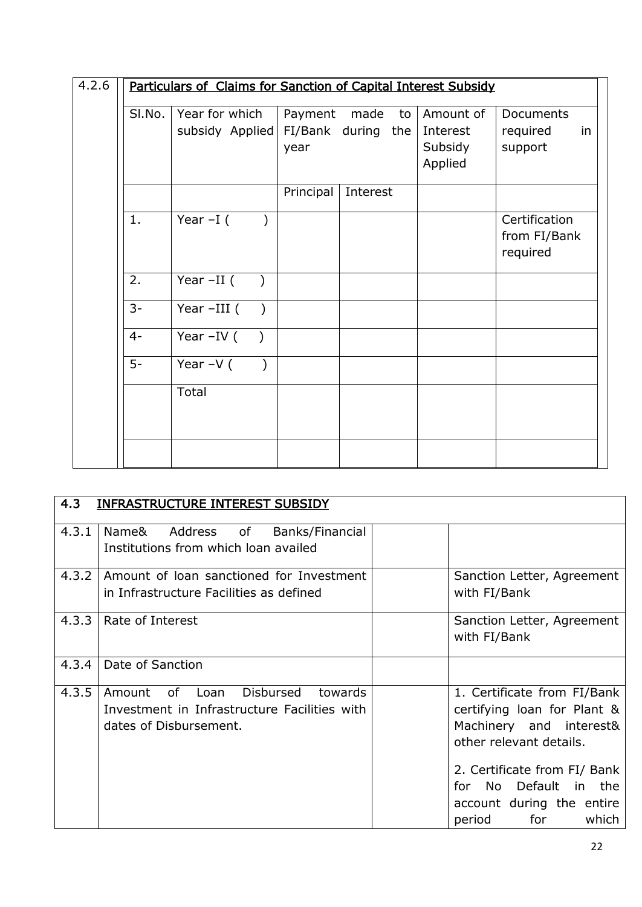| 4.2.6 | Particulars of Claims for Sanction of Capital Interest Subsidy | | | | | |
|---|---|---|---|---|---|---|
| | Sl.No. | Year for which subsidy Applied | Payment made to FI/Bank during the year | | Amount of Interest Subsidy Applied | Documents required in support |
| | | | Principal | Interest | | |
| | 1. | Year –I ( ) | | | | Certification from FI/Bank required |
| | 2. | Year –II ( ) | | | | |
| | 3- | Year –III ( ) | | | | |
| | 4- | Year –IV ( ) | | | | |
| | 5- | Year –V ( ) | | | | |
| | | Total | | | | |
| | | | | | | |

| 4.3 | INFRASTRUCTURE INTEREST SUBSIDY | | |
|---|---|---|---|
| 4.3.1 | Name& Address of Banks/Financial Institutions from which loan availed | | |
| 4.3.2 | Amount of loan sanctioned for Investment in Infrastructure Facilities as defined | | Sanction Letter, Agreement with FI/Bank |
| 4.3.3 | Rate of Interest | | Sanction Letter, Agreement with FI/Bank |
| 4.3.4 | Date of Sanction | | |
| 4.3.5 | Amount of Loan Disbursed towards Investment in Infrastructure Facilities with dates of Disbursement. | | 1. Certificate from FI/Bank certifying loan for Plant & Machinery and interest& other relevant details.<br><br>2. Certificate from FI/ Bank for No Default in the account during the entire period for which |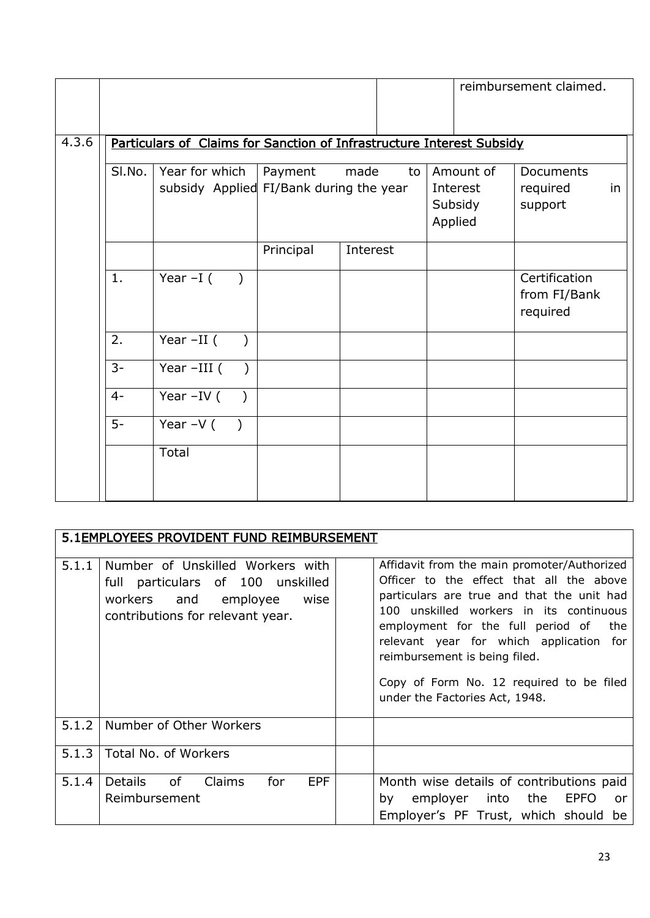| | | | | reimbursement claimed. |
|---|---|---|---|---|
| | | | | |

| 4.3.6 | Particulars of Claims for Sanction of Infrastructure Interest Subsidy | | | | | |
|---|---|---|---|---|---|---|
| | Sl.No. | Year for which subsidy Applied | Payment made to FI/Bank during the year | | Amount of Interest Subsidy Applied | Documents required in support |
| | | | Principal | Interest | | |
| | 1. | Year –I ( ) | | | | Certification from FI/Bank required |
| | 2. | Year –II ( ) | | | | |
| | 3- | Year –III ( ) | | | | |
| | 4- | Year –IV ( ) | | | | |
| | 5- | Year –V ( ) | | | | |
| | | Total | | | | |

| 5.1 EMPLOYEES PROVIDENT FUND REIMBURSEMENT | | | |
|---|---|---|---|
| 5.1.1 | Number of Unskilled Workers with full particulars of 100 unskilled workers and employee wise contributions for relevant year. | | Affidavit from the main promoter/Authorized Officer to the effect that all the above particulars are true and that the unit had 100 unskilled workers in its continuous employment for the full period of the relevant year for which application for reimbursement is being filed.<br><br>Copy of Form No. 12 required to be filed under the Factories Act, 1948. |
| 5.1.2 | Number of Other Workers | | |
| 5.1.3 | Total No. of Workers | | |
| 5.1.4 | Details of Claims for EPF Reimbursement | | Month wise details of contributions paid by employer into the EPFO or Employer's PF Trust, which should be |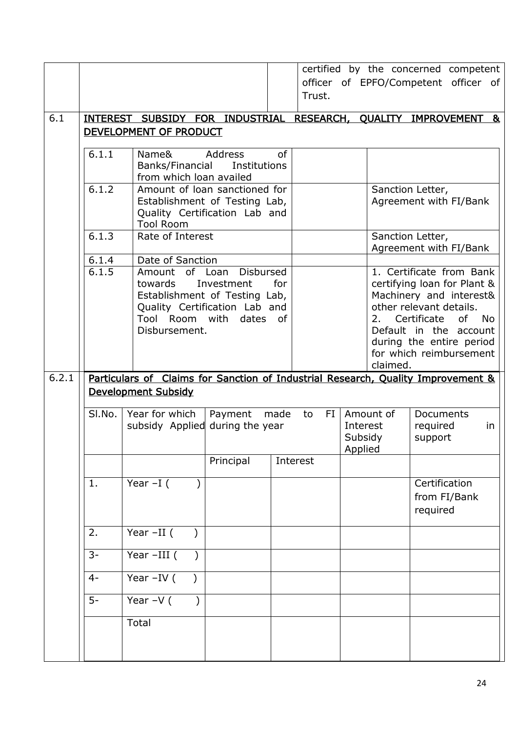| | | | certified by the concerned competent officer of EPFO/Competent officer of Trust. |
|---|---|---|---|

**6.1 INTEREST SUBSIDY FOR INDUSTRIAL RESEARCH, QUALITY IMPROVEMENT & DEVELOPMENT OF PRODUCT**

| | | | |
|---|---|---|---|
| 6.1.1 | Name& Address of Banks/Financial Institutions from which loan availed | | |
| 6.1.2 | Amount of loan sanctioned for Establishment of Testing Lab, Quality Certification Lab and Tool Room | | Sanction Letter, Agreement with FI/Bank |
| 6.1.3 | Rate of Interest | | Sanction Letter, Agreement with FI/Bank |
| 6.1.4 | Date of Sanction | | |
| 6.1.5 | Amount of Loan Disbursed towards Investment for Establishment of Testing Lab, Quality Certification Lab and Tool Room with dates of Disbursement. | | 1. Certificate from Bank certifying loan for Plant & Machinery and interest& other relevant details. 2. Certificate of No Default in the account during the entire period for which reimbursement claimed. |

**6.2.1 Particulars of Claims for Sanction of Industrial Research, Quality Improvement & Development Subsidy**

| Sl.No. | Year for which subsidy Applied | Payment made to FI during the year | | Amount of Interest Subsidy Applied | Documents required in support |
|---|---|---|---|---|---|
| | | Principal | Interest | | |
| 1. | Year –I (    ) | | | | Certification from FI/Bank required |
| 2. | Year –II (    ) | | | | |
| 3- | Year –III (    ) | | | | |
| 4- | Year –IV (    ) | | | | |
| 5- | Year –V (    ) | | | | |
| | Total | | | | |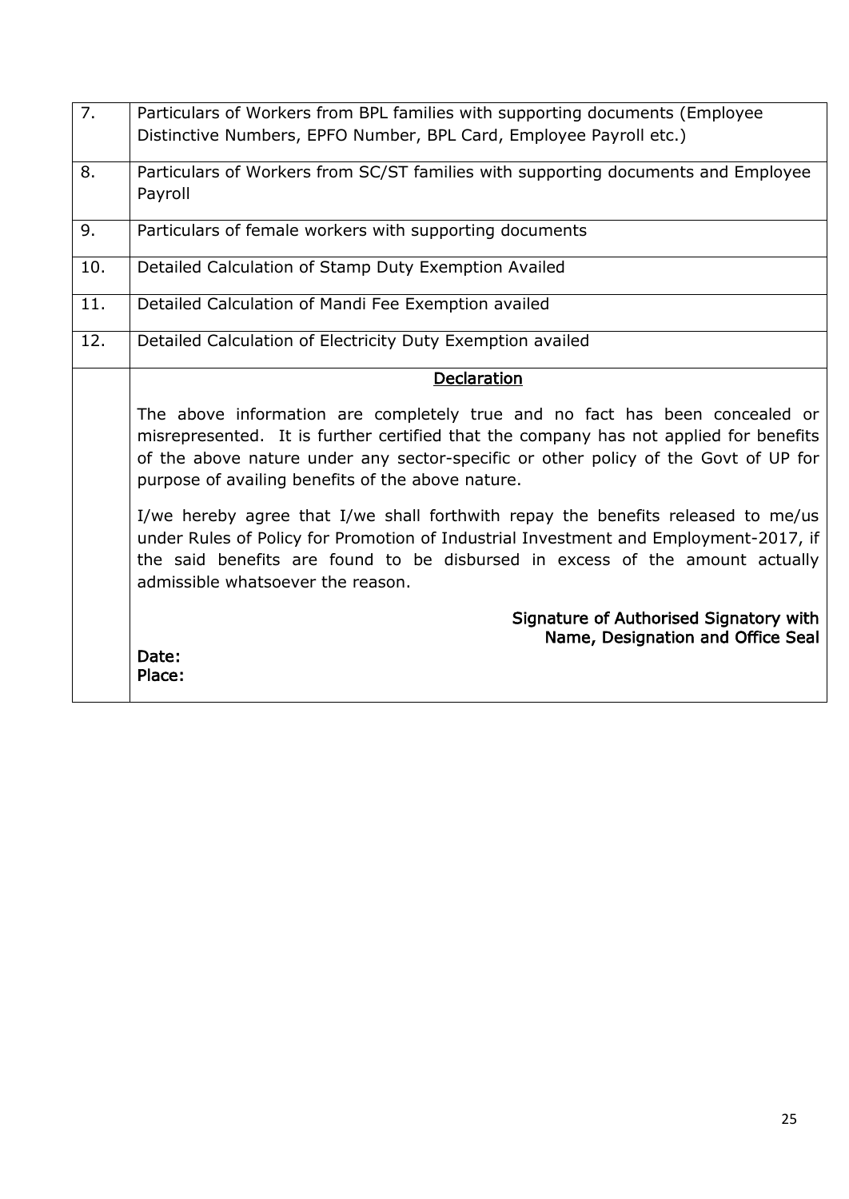| | |
|---|---|
| 7. | Particulars of Workers from BPL families with supporting documents (Employee Distinctive Numbers, EPFO Number, BPL Card, Employee Payroll etc.) |
| 8. | Particulars of Workers from SC/ST families with supporting documents and Employee Payroll |
| 9. | Particulars of female workers with supporting documents |
| 10. | Detailed Calculation of Stamp Duty Exemption Availed |
| 11. | Detailed Calculation of Mandi Fee Exemption availed |
| 12. | Detailed Calculation of Electricity Duty Exemption availed |
| | **Declaration**<br><br>The above information are completely true and no fact has been concealed or misrepresented. It is further certified that the company has not applied for benefits of the above nature under any sector-specific or other policy of the Govt of UP for purpose of availing benefits of the above nature.<br><br>I/we hereby agree that I/we shall forthwith repay the benefits released to me/us under Rules of Policy for Promotion of Industrial Investment and Employment-2017, if the said benefits are found to be disbursed in excess of the amount actually admissible whatsoever the reason.<br><br>Signature of Authorised Signatory with Name, Designation and Office Seal<br><br>Date:<br>Place: |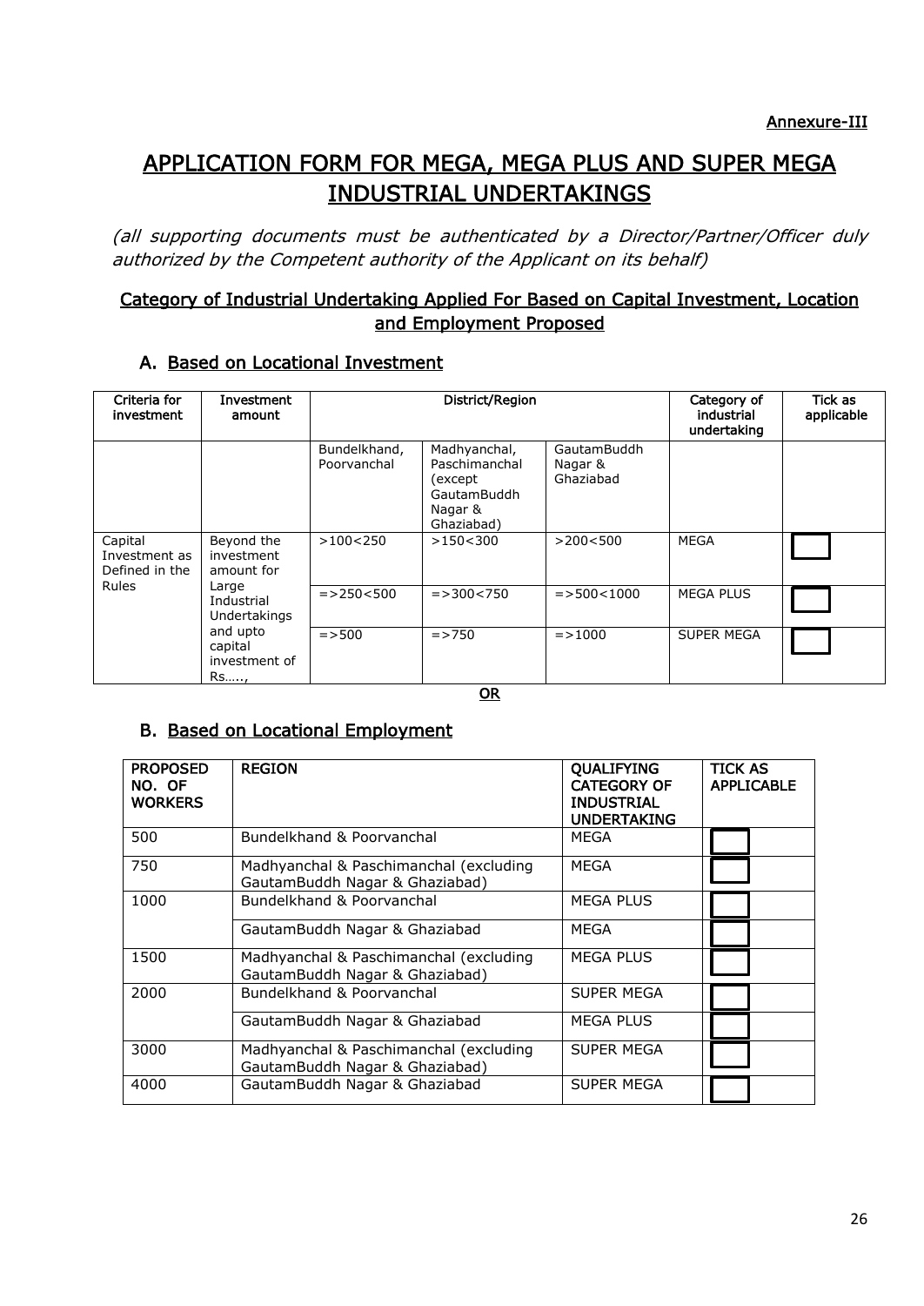Annexure-III

# APPLICATION FORM FOR MEGA, MEGA PLUS AND SUPER MEGA INDUSTRIAL UNDERTAKINGS

*(all supporting documents must be authenticated by a Director/Partner/Officer duly authorized by the Competent authority of the Applicant on its behalf)*

## Category of Industrial Undertaking Applied For Based on Capital Investment, Location and Employment Proposed

### A. Based on Locational Investment

| Criteria for investment | Investment amount | District/Region | | | Category of industrial undertaking | Tick as applicable |
|---|---|---|---|---|---|---|
| | | Bundelkhand, Poorvanchal | Madhyanchal, Paschimanchal (except GautamBuddh Nagar & Ghaziabad) | GautamBuddh Nagar & Ghaziabad | | |
| Capital Investment as Defined in the Rules | Beyond the investment amount for Large Industrial Undertakings and upto capital investment of Rs….., | >100<250 | >150<300 | >200<500 | MEGA | |
| | | =>250<500 | =>300<750 | =>500<1000 | MEGA PLUS | |
| | | =>500 | =>750 | =>1000 | SUPER MEGA | |

**OR**

### B. Based on Locational Employment

| PROPOSED NO. OF WORKERS | REGION | QUALIFYING CATEGORY OF INDUSTRIAL UNDERTAKING | TICK AS APPLICABLE |
|---|---|---|---|
| 500 | Bundelkhand & Poorvanchal | MEGA | |
| 750 | Madhyanchal & Paschimanchal (excluding GautamBuddh Nagar & Ghaziabad) | MEGA | |
| 1000 | Bundelkhand & Poorvanchal | MEGA PLUS | |
| | GautamBuddh Nagar & Ghaziabad | MEGA | |
| 1500 | Madhyanchal & Paschimanchal (excluding GautamBuddh Nagar & Ghaziabad) | MEGA PLUS | |
| 2000 | Bundelkhand & Poorvanchal | SUPER MEGA | |
| | GautamBuddh Nagar & Ghaziabad | MEGA PLUS | |
| 3000 | Madhyanchal & Paschimanchal (excluding GautamBuddh Nagar & Ghaziabad) | SUPER MEGA | |
| 4000 | GautamBuddh Nagar & Ghaziabad | SUPER MEGA | |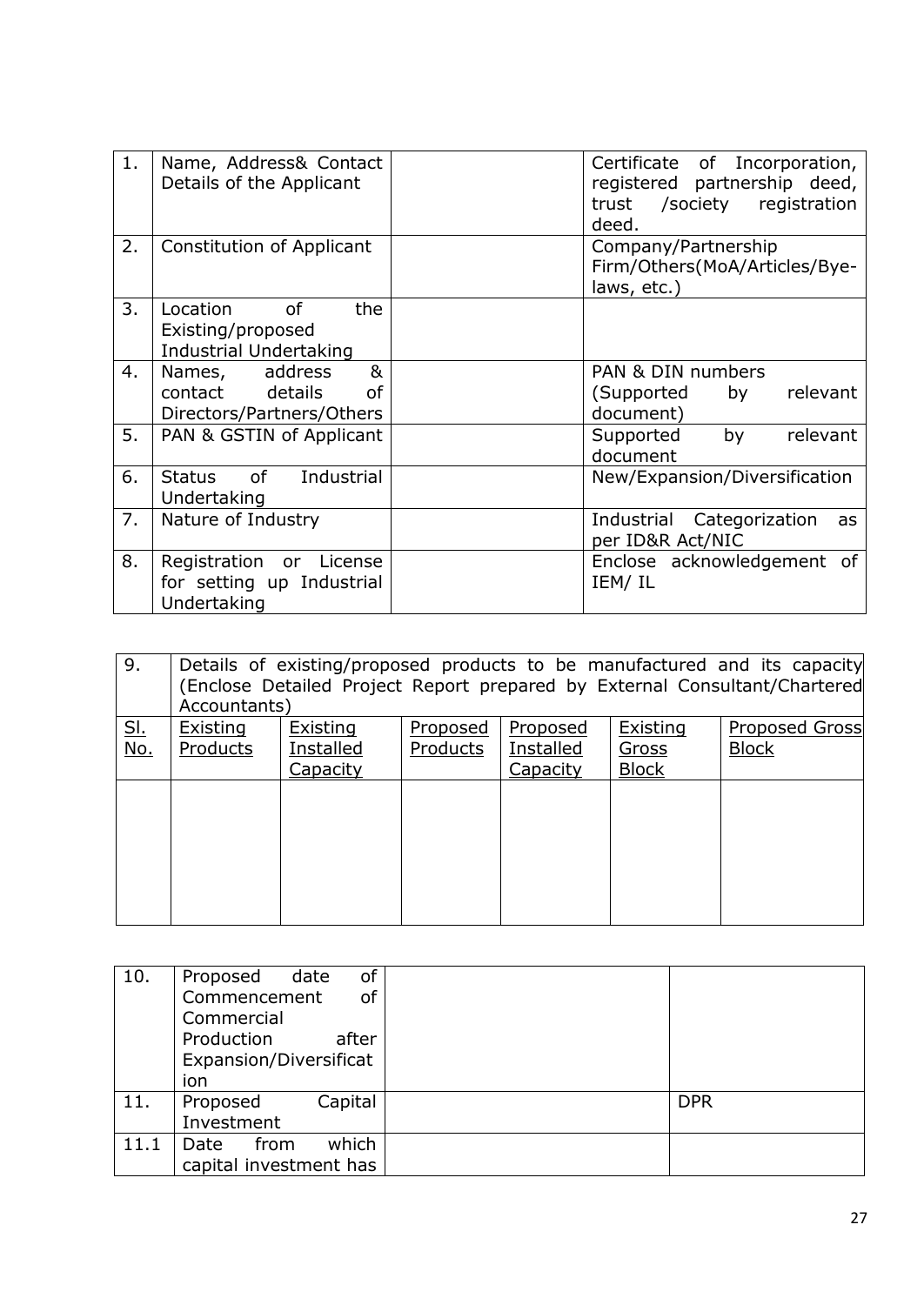| 1. | Name, Address& Contact Details of the Applicant | | Certificate of Incorporation, registered partnership deed, trust /society registration deed. |
|---|---|---|---|
| 2. | Constitution of Applicant | | Company/Partnership Firm/Others(MoA/Articles/Bye-laws, etc.) |
| 3. | Location of the Existing/proposed Industrial Undertaking | | |
| 4. | Names, address & contact details of Directors/Partners/Others | | PAN & DIN numbers (Supported by relevant document) |
| 5. | PAN & GSTIN of Applicant | | Supported by relevant document |
| 6. | Status of Industrial Undertaking | | New/Expansion/Diversification |
| 7. | Nature of Industry | | Industrial Categorization as per ID&R Act/NIC |
| 8. | Registration or License for setting up Industrial Undertaking | | Enclose acknowledgement of IEM/ IL |

| 9. | Details of existing/proposed products to be manufactured and its capacity (Enclose Detailed Project Report prepared by External Consultant/Chartered Accountants) | | | | | |
|---|---|---|---|---|---|---|
| Sl. No. | Existing Products | Existing Installed Capacity | Proposed Products | Proposed Installed Capacity | Existing Gross Block | Proposed Gross Block |
| | | | | | | |

| 10. | Proposed date of Commencement of Commercial Production after Expansion/Diversification | | |
|---|---|---|---|
| 11. | Proposed Capital Investment | | DPR |
| 11.1 | Date from which capital investment has | | |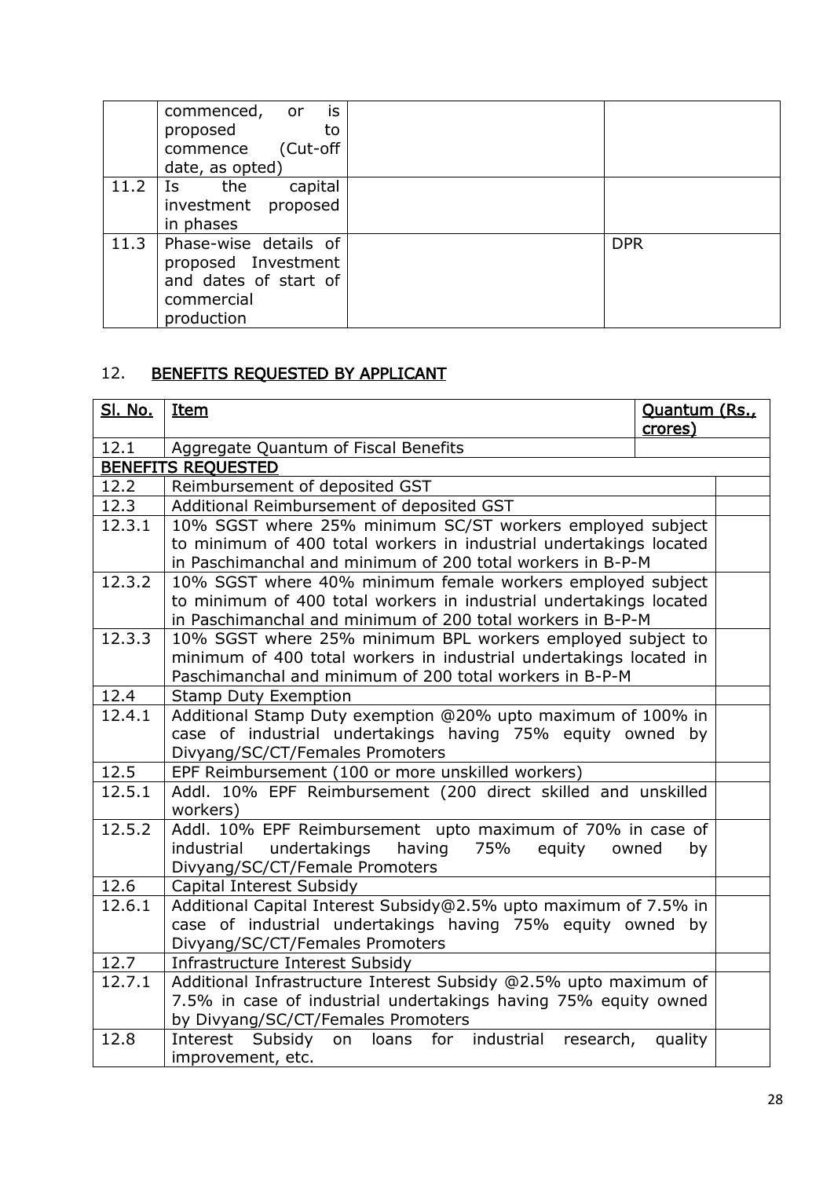| | | | |
|---|---|---|---|
| | commenced, or is proposed to commence (Cut-off date, as opted) | | |
| 11.2 | Is the capital investment proposed in phases | | |
| 11.3 | Phase-wise details of proposed Investment and dates of start of commercial production | | DPR |

## 12. BENEFITS REQUESTED BY APPLICANT

| Sl. No. | Item | Quantum (Rs., crores) |
|---|---|---|
| 12.1 | Aggregate Quantum of Fiscal Benefits | |
| **BENEFITS REQUESTED** | | |
| 12.2 | Reimbursement of deposited GST | |
| 12.3 | Additional Reimbursement of deposited GST | |
| 12.3.1 | 10% SGST where 25% minimum SC/ST workers employed subject to minimum of 400 total workers in industrial undertakings located in Paschimanchal and minimum of 200 total workers in B-P-M | |
| 12.3.2 | 10% SGST where 40% minimum female workers employed subject to minimum of 400 total workers in industrial undertakings located in Paschimanchal and minimum of 200 total workers in B-P-M | |
| 12.3.3 | 10% SGST where 25% minimum BPL workers employed subject to minimum of 400 total workers in industrial undertakings located in Paschimanchal and minimum of 200 total workers in B-P-M | |
| 12.4 | Stamp Duty Exemption | |
| 12.4.1 | Additional Stamp Duty exemption @20% upto maximum of 100% in case of industrial undertakings having 75% equity owned by Divyang/SC/CT/Females Promoters | |
| 12.5 | EPF Reimbursement (100 or more unskilled workers) | |
| 12.5.1 | Addl. 10% EPF Reimbursement (200 direct skilled and unskilled workers) | |
| 12.5.2 | Addl. 10% EPF Reimbursement upto maximum of 70% in case of industrial undertakings having 75% equity owned by Divyang/SC/CT/Female Promoters | |
| 12.6 | Capital Interest Subsidy | |
| 12.6.1 | Additional Capital Interest Subsidy@2.5% upto maximum of 7.5% in case of industrial undertakings having 75% equity owned by Divyang/SC/CT/Females Promoters | |
| 12.7 | Infrastructure Interest Subsidy | |
| 12.7.1 | Additional Infrastructure Interest Subsidy @2.5% upto maximum of 7.5% in case of industrial undertakings having 75% equity owned by Divyang/SC/CT/Females Promoters | |
| 12.8 | Interest Subsidy on loans for industrial research, quality improvement, etc. | |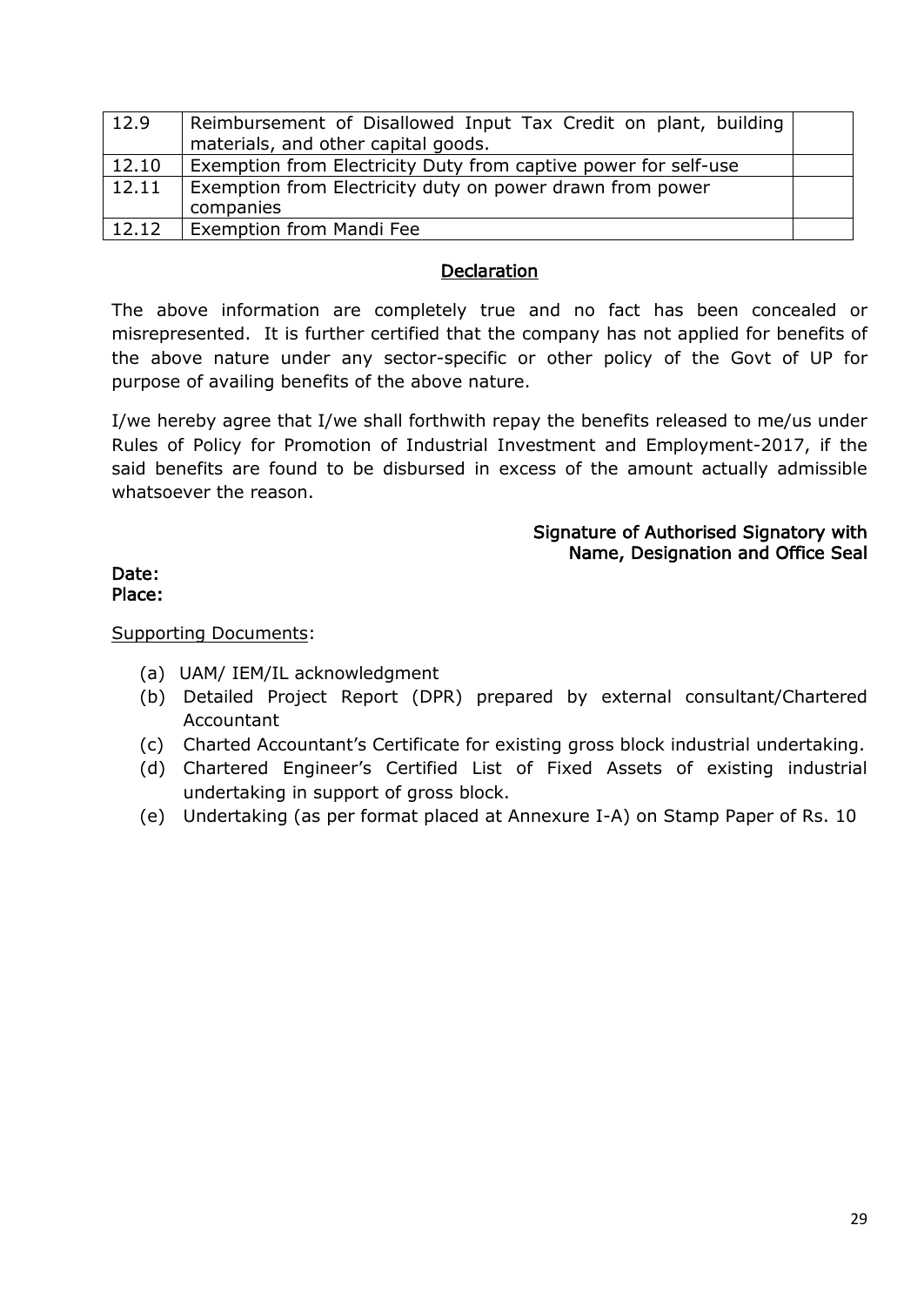| | | |
|---|---|---|
| 12.9 | Reimbursement of Disallowed Input Tax Credit on plant, building materials, and other capital goods. | |
| 12.10 | Exemption from Electricity Duty from captive power for self-use | |
| 12.11 | Exemption from Electricity duty on power drawn from power companies | |
| 12.12 | Exemption from Mandi Fee | |

## Declaration

The above information are completely true and no fact has been concealed or misrepresented. It is further certified that the company has not applied for benefits of the above nature under any sector-specific or other policy of the Govt of UP for purpose of availing benefits of the above nature.

I/we hereby agree that I/we shall forthwith repay the benefits released to me/us under Rules of Policy for Promotion of Industrial Investment and Employment-2017, if the said benefits are found to be disbursed in excess of the amount actually admissible whatsoever the reason.

**Signature of Authorised Signatory with Name, Designation and Office Seal**

**Date:**
**Place:**

Supporting Documents:

(a) UAM/ IEM/IL acknowledgment
(b) Detailed Project Report (DPR) prepared by external consultant/Chartered Accountant
(c) Charted Accountant's Certificate for existing gross block industrial undertaking.
(d) Chartered Engineer's Certified List of Fixed Assets of existing industrial undertaking in support of gross block.
(e) Undertaking (as per format placed at Annexure I-A) on Stamp Paper of Rs. 10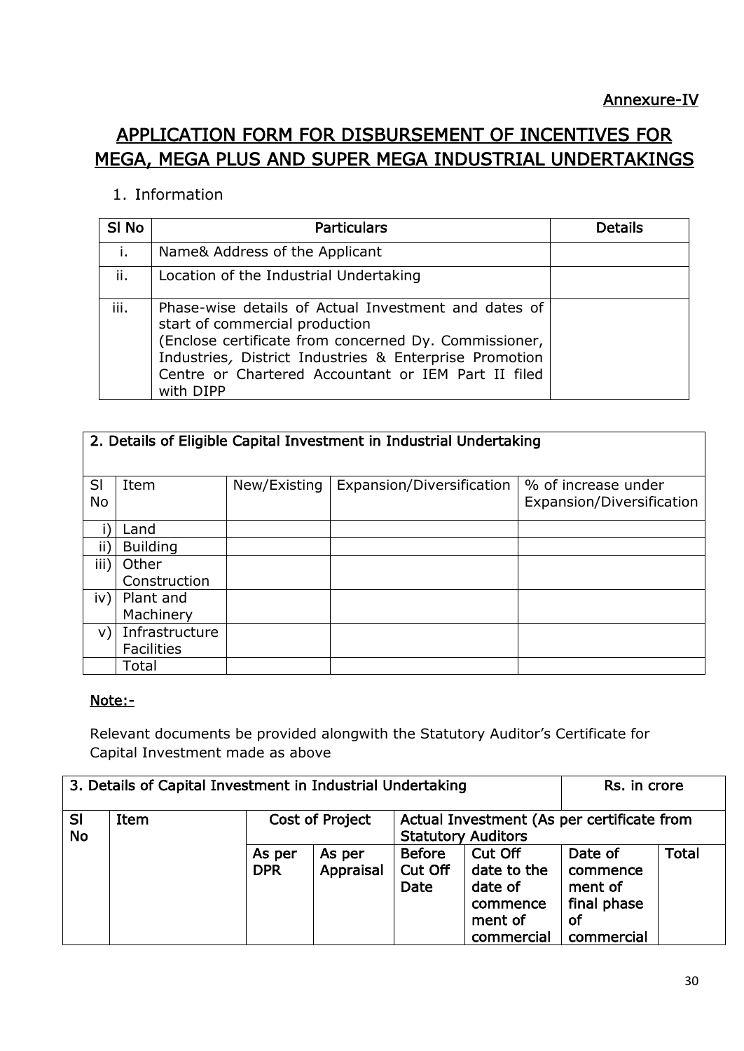Annexure-IV

# APPLICATION FORM FOR DISBURSEMENT OF INCENTIVES FOR MEGA, MEGA PLUS AND SUPER MEGA INDUSTRIAL UNDERTAKINGS

1. Information

| Sl No | Particulars | Details |
|---|---|---|
| i. | Name& Address of the Applicant | |
| ii. | Location of the Industrial Undertaking | |
| iii. | Phase-wise details of Actual Investment and dates of start of commercial production (Enclose certificate from concerned Dy. Commissioner, Industries, District Industries & Enterprise Promotion Centre or Chartered Accountant or IEM Part II filed with DIPP | |

| 2. Details of Eligible Capital Investment in Industrial Undertaking | | | | |
|---|---|---|---|---|
| Sl No | Item | New/Existing | Expansion/Diversification | % of increase under Expansion/Diversification |
| i) | Land | | | |
| ii) | Building | | | |
| iii) | Other Construction | | | |
| iv) | Plant and Machinery | | | |
| v) | Infrastructure Facilities | | | |
| | Total | | | |

**Note:-**

Relevant documents be provided alongwith the Statutory Auditor's Certificate for Capital Investment made as above

| 3. Details of Capital Investment in Industrial Undertaking | | | | | | | Rs. in crore |
|---|---|---|---|---|---|---|---|
| Sl No | Item | Cost of Project | | Actual Investment (As per certificate from Statutory Auditors | | | |
| | | As per DPR | As per Appraisal | Before Cut Off Date | Cut Off date to the date of commence ment of commercial | Date of commence ment of final phase of commercial | Total |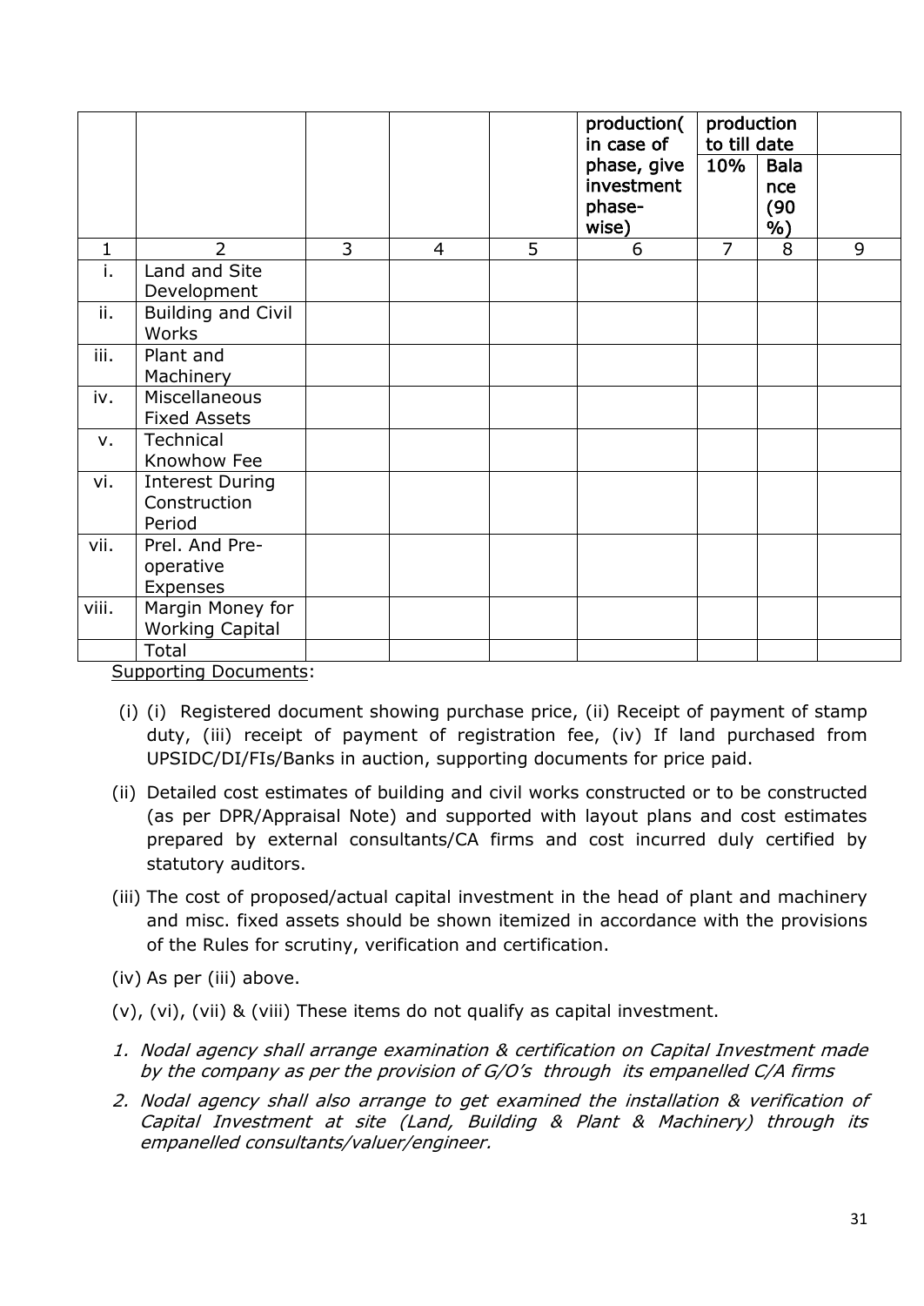| | | | | | production( in case of phase, give investment phase-wise) | production to till date | | |
|---|---|---|---|---|---|---|---|---|
| | | | | | | 10% | Balance (90 %) | |
| 1 | 2 | 3 | 4 | 5 | 6 | 7 | 8 | 9 |
| i. | Land and Site Development | | | | | | | |
| ii. | Building and Civil Works | | | | | | | |
| iii. | Plant and Machinery | | | | | | | |
| iv. | Miscellaneous Fixed Assets | | | | | | | |
| v. | Technical Knowhow Fee | | | | | | | |
| vi. | Interest During Construction Period | | | | | | | |
| vii. | Prel. And Pre-operative Expenses | | | | | | | |
| viii. | Margin Money for Working Capital | | | | | | | |
| | Total | | | | | | | |

<u>Supporting Documents</u>:

(i) (i) Registered document showing purchase price, (ii) Receipt of payment of stamp duty, (iii) receipt of payment of registration fee, (iv) If land purchased from UPSIDC/DI/FIs/Banks in auction, supporting documents for price paid.

(ii) Detailed cost estimates of building and civil works constructed or to be constructed (as per DPR/Appraisal Note) and supported with layout plans and cost estimates prepared by external consultants/CA firms and cost incurred duly certified by statutory auditors.

(iii) The cost of proposed/actual capital investment in the head of plant and machinery and misc. fixed assets should be shown itemized in accordance with the provisions of the Rules for scrutiny, verification and certification.

(iv) As per (iii) above.

(v), (vi), (vii) & (viii) These items do not qualify as capital investment.

1. *Nodal agency shall arrange examination & certification on Capital Investment made by the company as per the provision of G/O's through its empanelled C/A firms*
2. *Nodal agency shall also arrange to get examined the installation & verification of Capital Investment at site (Land, Building & Plant & Machinery) through its empanelled consultants/valuer/engineer.*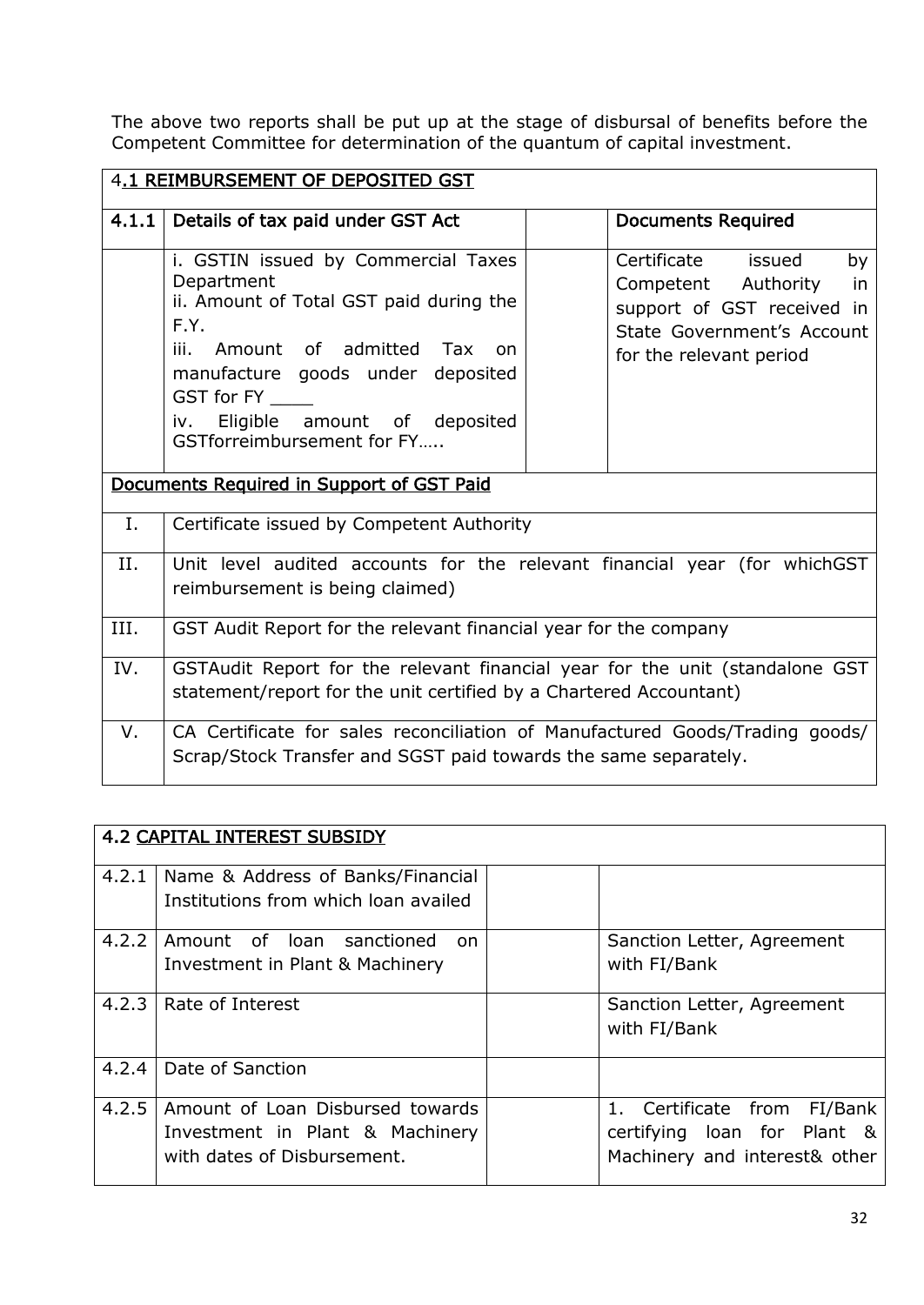The above two reports shall be put up at the stage of disbursal of benefits before the Competent Committee for determination of the quantum of capital investment.

| **4.1 REIMBURSEMENT OF DEPOSITED GST** | | | |
|---|---|---|---|
| **4.1.1** | **Details of tax paid under GST Act** | | **Documents Required** |
| | i. GSTIN issued by Commercial Taxes Department<br>ii. Amount of Total GST paid during the F.Y.<br>iii. Amount of admitted Tax on manufacture goods under deposited GST for FY ____<br>iv. Eligible amount of deposited GSTforreimbursement for FY….. | | Certificate issued by Competent Authority in support of GST received in State Government's Account for the relevant period |
| **Documents Required in Support of GST Paid** | | | |
| I. | Certificate issued by Competent Authority | | |
| II. | Unit level audited accounts for the relevant financial year (for whichGST reimbursement is being claimed) | | |
| III. | GST Audit Report for the relevant financial year for the company | | |
| IV. | GSTAudit Report for the relevant financial year for the unit (standalone GST statement/report for the unit certified by a Chartered Accountant) | | |
| V. | CA Certificate for sales reconciliation of Manufactured Goods/Trading goods/ Scrap/Stock Transfer and SGST paid towards the same separately. | | |

| **4.2 CAPITAL INTEREST SUBSIDY** | | | |
|---|---|---|---|
| 4.2.1 | Name & Address of Banks/Financial Institutions from which loan availed | | |
| 4.2.2 | Amount of loan sanctioned on Investment in Plant & Machinery | | Sanction Letter, Agreement with FI/Bank |
| 4.2.3 | Rate of Interest | | Sanction Letter, Agreement with FI/Bank |
| 4.2.4 | Date of Sanction | | |
| 4.2.5 | Amount of Loan Disbursed towards Investment in Plant & Machinery with dates of Disbursement. | | 1. Certificate from FI/Bank certifying loan for Plant & Machinery and interest& other |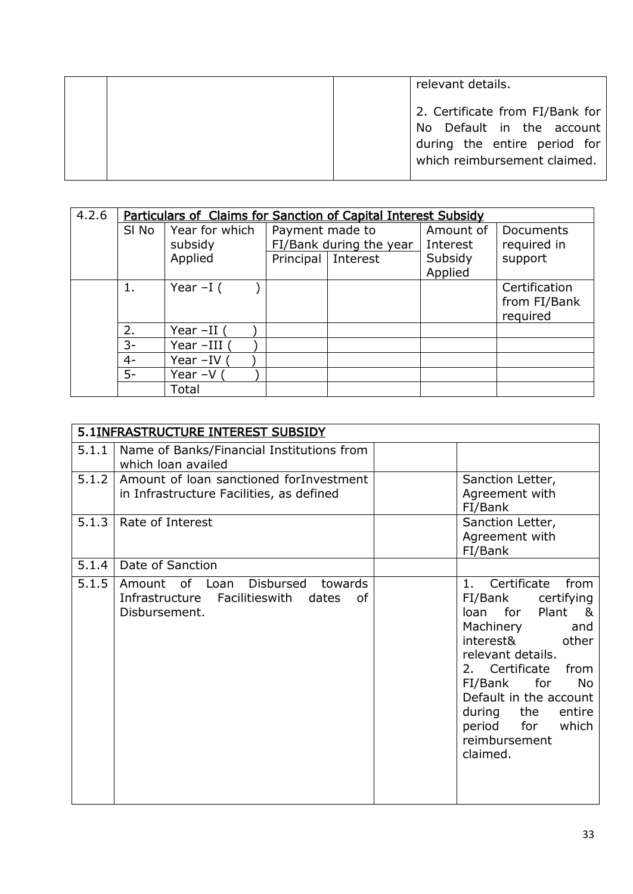| | | | relevant details.<br><br>2. Certificate from FI/Bank for No Default in the account during the entire period for which reimbursement claimed. |
|---|---|---|---|

| 4.2.6 | **Particulars of Claims for Sanction of Capital Interest Subsidy** | | | | | |
|---|---|---|---|---|---|---|
| | Sl No | Year for which subsidy Applied | Payment made to FI/Bank during the year | | Amount of Interest Subsidy Applied | Documents required in support |
| | | | Principal | Interest | | |
| | 1. | Year –I ( ) | | | | Certification from FI/Bank required |
| | 2. | Year –II ( ) | | | | |
| | 3- | Year –III ( ) | | | | |
| | 4- | Year –IV ( ) | | | | |
| | 5- | Year –V ( ) | | | | |
| | | Total | | | | |

| **5.1 INFRASTRUCTURE INTEREST SUBSIDY** | | | |
|---|---|---|---|
| 5.1.1 | Name of Banks/Financial Institutions from which loan availed | | |
| 5.1.2 | Amount of loan sanctioned forInvestment in Infrastructure Facilities, as defined | | Sanction Letter, Agreement with FI/Bank |
| 5.1.3 | Rate of Interest | | Sanction Letter, Agreement with FI/Bank |
| 5.1.4 | Date of Sanction | | |
| 5.1.5 | Amount of Loan Disbursed towards Infrastructure Facilitieswith dates of Disbursement. | | 1. Certificate from FI/Bank certifying loan for Plant & Machinery and interest& other relevant details.<br>2. Certificate from FI/Bank for No Default in the account during the entire period for which reimbursement claimed. |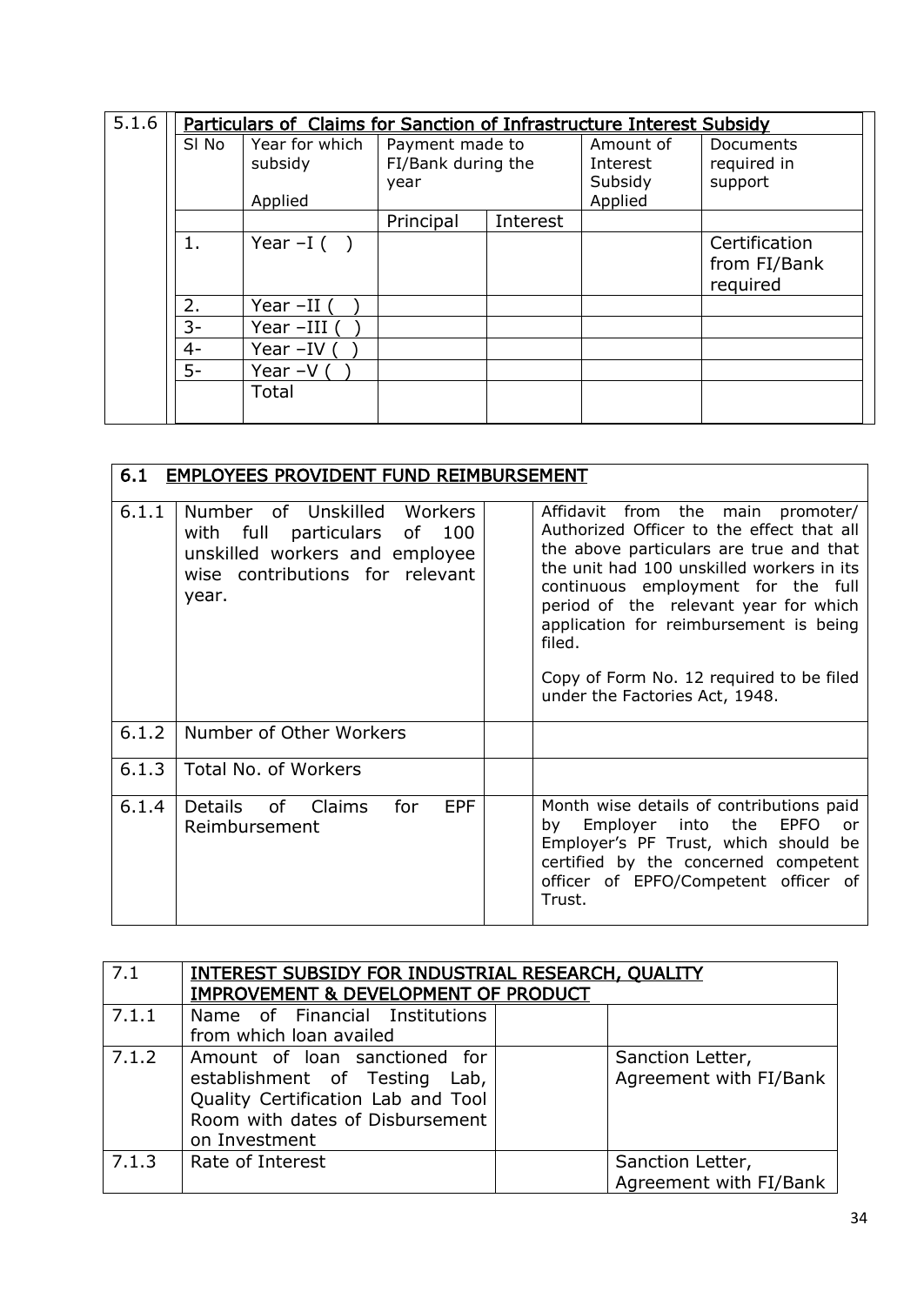| 5.1.6 | Particulars of Claims for Sanction of Infrastructure Interest Subsidy | | | | | |
|---|---|---|---|---|---|---|
| | Sl No | Year for which subsidy Applied | Payment made to FI/Bank during the year | | Amount of Interest Subsidy Applied | Documents required in support |
| | | | Principal | Interest | | |
| | 1. | Year –I ( ) | | | | Certification from FI/Bank required |
| | 2. | Year –II ( ) | | | | |
| | 3- | Year –III ( ) | | | | |
| | 4- | Year –IV ( ) | | | | |
| | 5- | Year –V ( ) | | | | |
| | | Total | | | | |

| 6.1 | EMPLOYEES PROVIDENT FUND REIMBURSEMENT | | |
|---|---|---|---|
| 6.1.1 | Number of Unskilled Workers with full particulars of 100 unskilled workers and employee wise contributions for relevant year. | | Affidavit from the main promoter/ Authorized Officer to the effect that all the above particulars are true and that the unit had 100 unskilled workers in its continuous employment for the full period of the relevant year for which application for reimbursement is being filed. Copy of Form No. 12 required to be filed under the Factories Act, 1948. |
| 6.1.2 | Number of Other Workers | | |
| 6.1.3 | Total No. of Workers | | |
| 6.1.4 | Details of Claims for EPF Reimbursement | | Month wise details of contributions paid by Employer into the EPFO or Employer's PF Trust, which should be certified by the concerned competent officer of EPFO/Competent officer of Trust. |

| 7.1 | INTEREST SUBSIDY FOR INDUSTRIAL RESEARCH, QUALITY IMPROVEMENT & DEVELOPMENT OF PRODUCT | | |
|---|---|---|---|
| 7.1.1 | Name of Financial Institutions from which loan availed | | |
| 7.1.2 | Amount of loan sanctioned for establishment of Testing Lab, Quality Certification Lab and Tool Room with dates of Disbursement on Investment | | Sanction Letter, Agreement with FI/Bank |
| 7.1.3 | Rate of Interest | | Sanction Letter, Agreement with FI/Bank |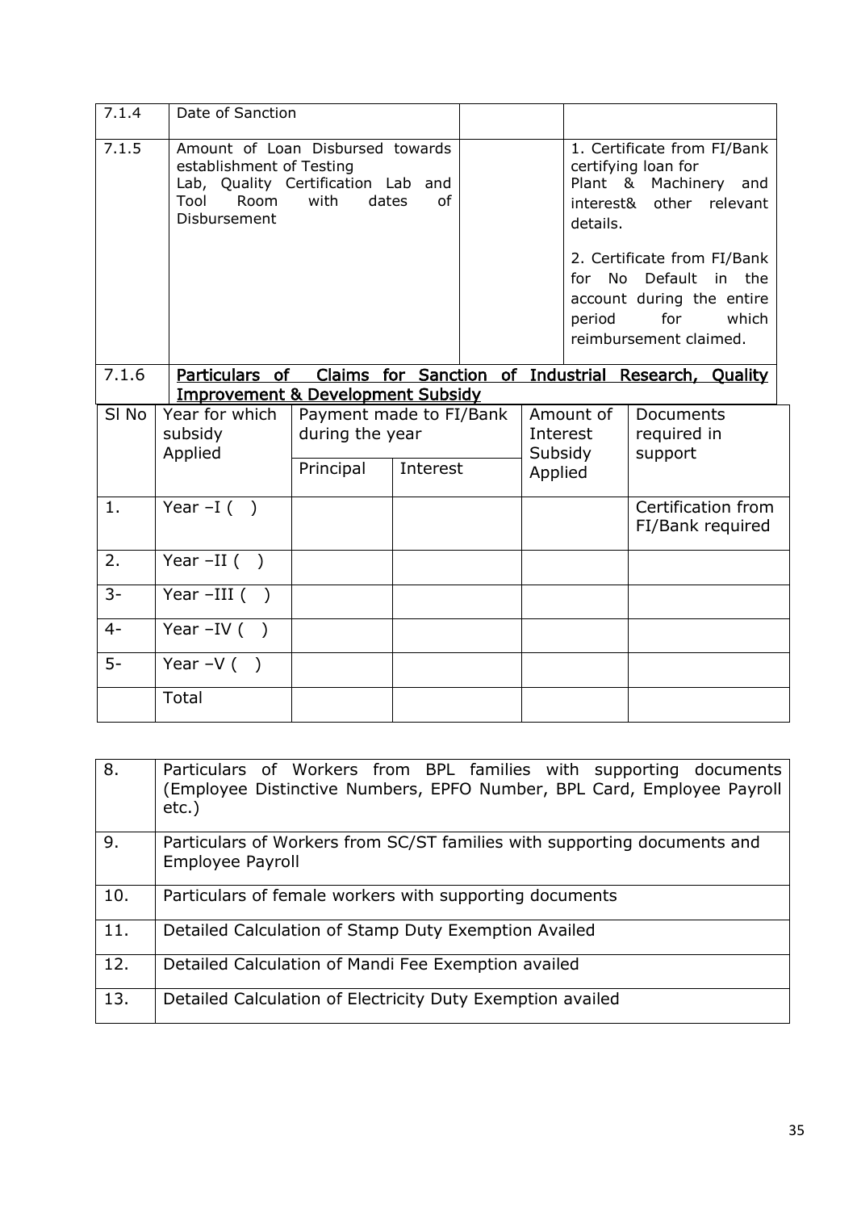| 7.1.4 | Date of Sanction | | |
|---|---|---|---|
| 7.1.5 | Amount of Loan Disbursed towards establishment of Testing Lab, Quality Certification Lab and Tool Room with dates of Disbursement | | 1. Certificate from FI/Bank certifying loan for Plant & Machinery and interest& other relevant details.<br><br>2. Certificate from FI/Bank for No Default in the account during the entire period for which reimbursement claimed. |
| 7.1.6 | <u>**Particulars of Claims for Sanction of Industrial Research, Quality Improvement & Development Subsidy**</u> | | |

| Sl No | Year for which subsidy Applied | Payment made to FI/Bank during the year | | Amount of Interest Subsidy Applied | Documents required in support |
|---|---|---|---|---|---|
| | | Principal | Interest | | |
| 1. | Year –I ( ) | | | | Certification from FI/Bank required |
| 2. | Year –II ( ) | | | | |
| 3- | Year –III ( ) | | | | |
| 4- | Year –IV ( ) | | | | |
| 5- | Year –V ( ) | | | | |
| | Total | | | | |

| 8. | Particulars of Workers from BPL families with supporting documents (Employee Distinctive Numbers, EPFO Number, BPL Card, Employee Payroll etc.) |
|---|---|
| 9. | Particulars of Workers from SC/ST families with supporting documents and Employee Payroll |
| 10. | Particulars of female workers with supporting documents |
| 11. | Detailed Calculation of Stamp Duty Exemption Availed |
| 12. | Detailed Calculation of Mandi Fee Exemption availed |
| 13. | Detailed Calculation of Electricity Duty Exemption availed |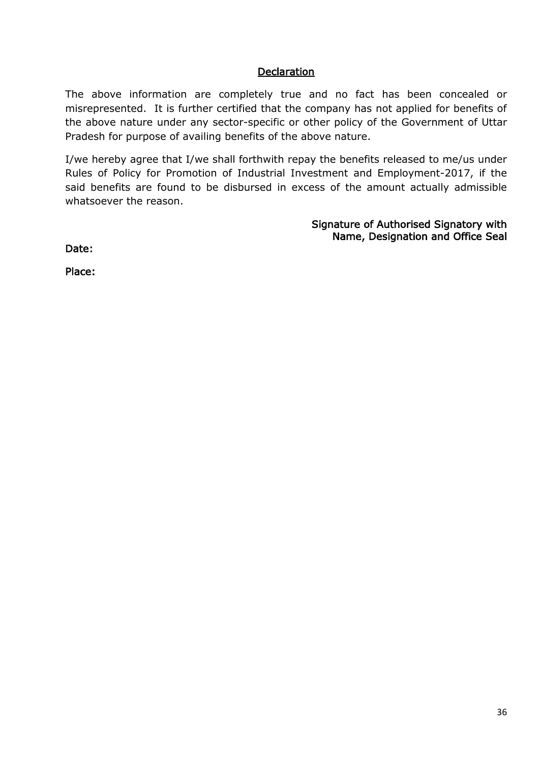## Declaration

The above information are completely true and no fact has been concealed or misrepresented. It is further certified that the company has not applied for benefits of the above nature under any sector-specific or other policy of the Government of Uttar Pradesh for purpose of availing benefits of the above nature.

I/we hereby agree that I/we shall forthwith repay the benefits released to me/us under Rules of Policy for Promotion of Industrial Investment and Employment-2017, if the said benefits are found to be disbursed in excess of the amount actually admissible whatsoever the reason.

**Signature of Authorised Signatory with Name, Designation and Office Seal**

**Date:**

**Place:**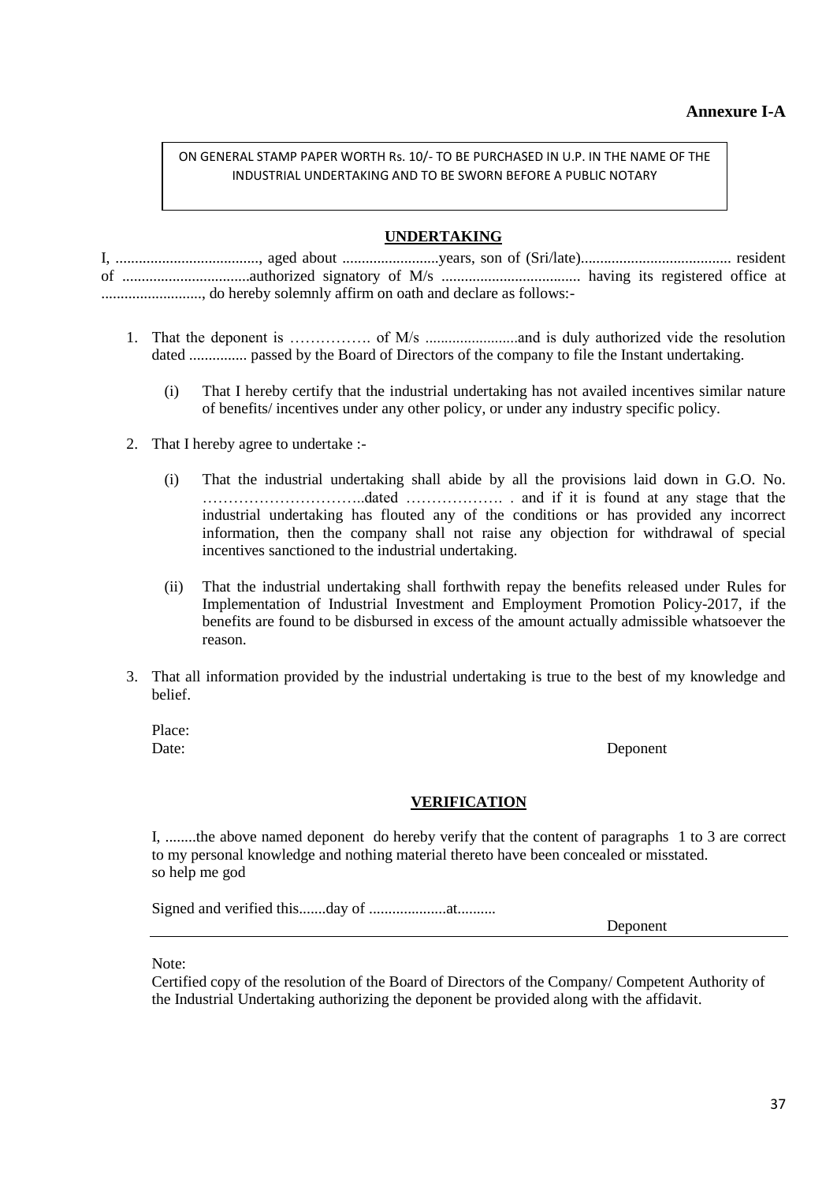**Annexure I-A**

ON GENERAL STAMP PAPER WORTH Rs. 10/- TO BE PURCHASED IN U.P. IN THE NAME OF THE INDUSTRIAL UNDERTAKING AND TO BE SWORN BEFORE A PUBLIC NOTARY

## UNDERTAKING

I, ....................................., aged about .........................years, son of (Sri/late)....................................... resident of .................................authorized signatory of M/s .................................... having its registered office at .........................., do hereby solemnly affirm on oath and declare as follows:-

1. That the deponent is ……………. of M/s ........................and is duly authorized vide the resolution dated ............... passed by the Board of Directors of the company to file the Instant undertaking.

    (i) That I hereby certify that the industrial undertaking has not availed incentives similar nature of benefits/ incentives under any other policy, or under any industry specific policy.

2. That I hereby agree to undertake :-

    (i) That the industrial undertaking shall abide by all the provisions laid down in G.O. No. …………………………..dated ………………. . and if it is found at any stage that the industrial undertaking has flouted any of the conditions or has provided any incorrect information, then the company shall not raise any objection for withdrawal of special incentives sanctioned to the industrial undertaking.

    (ii) That the industrial undertaking shall forthwith repay the benefits released under Rules for Implementation of Industrial Investment and Employment Promotion Policy-2017, if the benefits are found to be disbursed in excess of the amount actually admissible whatsoever the reason.

3. That all information provided by the industrial undertaking is true to the best of my knowledge and belief.

Place:

Date: Deponent

## VERIFICATION

I, ........the above named deponent do hereby verify that the content of paragraphs 1 to 3 are correct to my personal knowledge and nothing material thereto have been concealed or misstated.
so help me god

Signed and verified this.......day of ....................at..........

Deponent

Note:

Certified copy of the resolution of the Board of Directors of the Company/ Competent Authority of the Industrial Undertaking authorizing the deponent be provided along with the affidavit.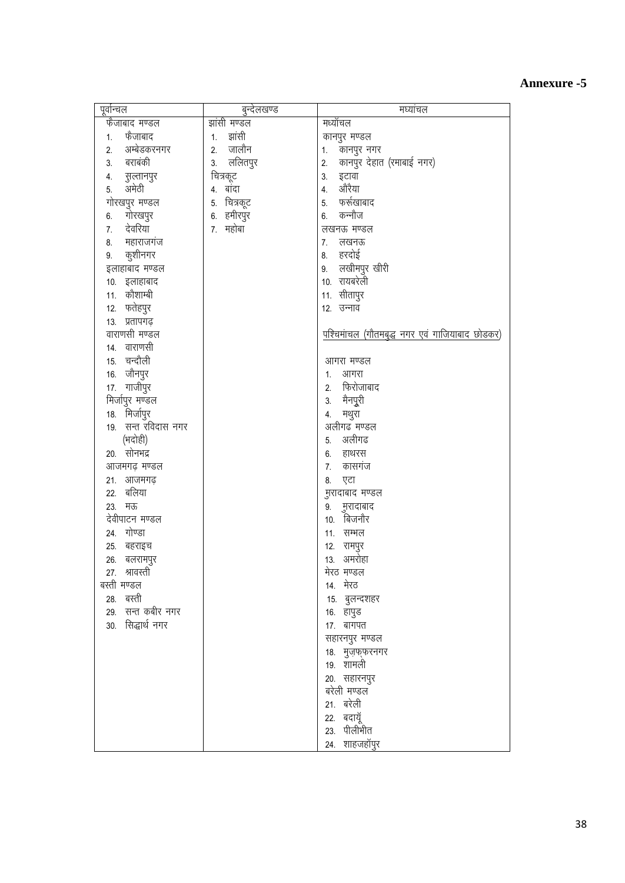**Annexure -5**

| पूर्वान्चल | बुन्देलखण्ड | मध्यांचल |
|---|---|---|
| फैजाबाद मण्डल | झांसी मण्डल | मध्यॉचल |
| 1. फैजाबाद | 1. झांसी | कानपुर मण्डल |
| 2. अम्बेडकरनगर | 2. जालौन | 1. कानपुर नगर |
| 3. बराबंकी | 3. ललितपुर | 2. कानपुर देहात (रमाबाई नगर) |
| 4. सुल्तानपुर | चित्रकूट | 3. इटावा |
| 5. अमेठी | 4. बांदा | 4. औरैया |
| गोरखपुर मण्डल | 5. चित्रकूट | 5. फर्रुखाबाद |
| 6. गोरखपुर | 6. हमीरपुर | 6. कन्नौज |
| 7. देवरिया | 7. महोबा | लखनऊ मण्डल |
| 8. महाराजगंज | | 7. लखनऊ |
| 9. कुशीनगर | | 8. हरदोई |
| इलाहाबाद मण्डल | | 9. लखीमपुर खीरी |
| 10. इलाहाबाद | | 10. रायबरेली |
| 11. कौशाम्बी | | 11. सीतापुर |
| 12. फतेहपुर | | 12. उन्नाव |
| 13. प्रतापगढ़ | | |
| वाराणसी मण्डल | | पश्चिमांचल (गौतमबुद्ध नगर एवं गाजियाबाद छोडकर) |
| 14. वाराणसी | | |
| 15. चन्दौली | | आगरा मण्डल |
| 16. जौनपुर | | 1. आगरा |
| 17. गाजीपुर | | 2. फिरोजाबाद |
| मिर्जापुर मण्डल | | 3. मैनपूरी |
| 18. मिर्जापुर | | 4. मथुरा |
| 19. सन्त रविदास नगर (भदोही) | | अलीगढ मण्डल |
| | | 5. अलीगढ |
| 20. सोनभद्र | | 6. हाथरस |
| आजमगढ़ मण्डल | | 7. कासगंज |
| 21. आजमगढ़ | | 8. एटा |
| 22. बलिया | | मुरादाबाद मण्डल |
| 23. मऊ | | 9. मुरादाबाद |
| देवीपाटन मण्डल | | 10. बिजनौर |
| 24. गोण्डा | | 11. सम्भल |
| 25. बहराइच | | 12. रामपुर |
| 26. बलरामपुर | | 13. अमरोहा |
| 27. श्रावस्ती | | मेरठ मण्डल |
| बस्ती मण्डल | | 14. मेरठ |
| 28. बस्ती | | 15. बुलन्दशहर |
| 29. सन्त कबीर नगर | | 16. हापुड |
| 30. सिद्धार्थ नगर | | 17. बागपत |
| | | सहारनपुर मण्डल |
| | | 18. मुज़फ़फरनगर |
| | | 19. शामली |
| | | 20. सहारनपुर |
| | | बरेली मण्डल |
| | | 21. बरेली |
| | | 22. बदायूँ |
| | | 23. पीलीभीत |
| | | 24. शाहजहॉपुर |